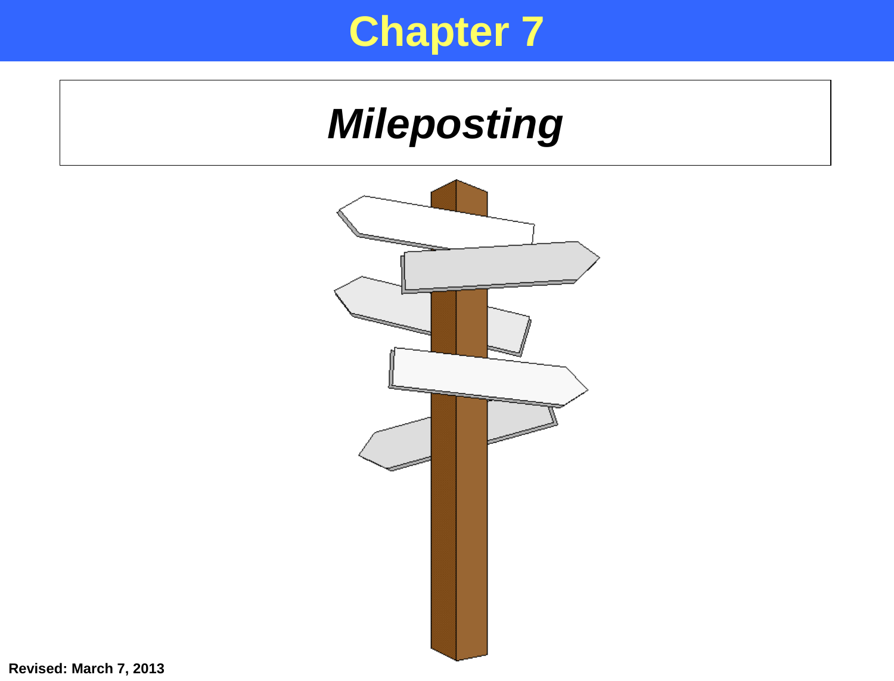# Chapter 7

## *Mileposting*

**Revised: March 7, 2013**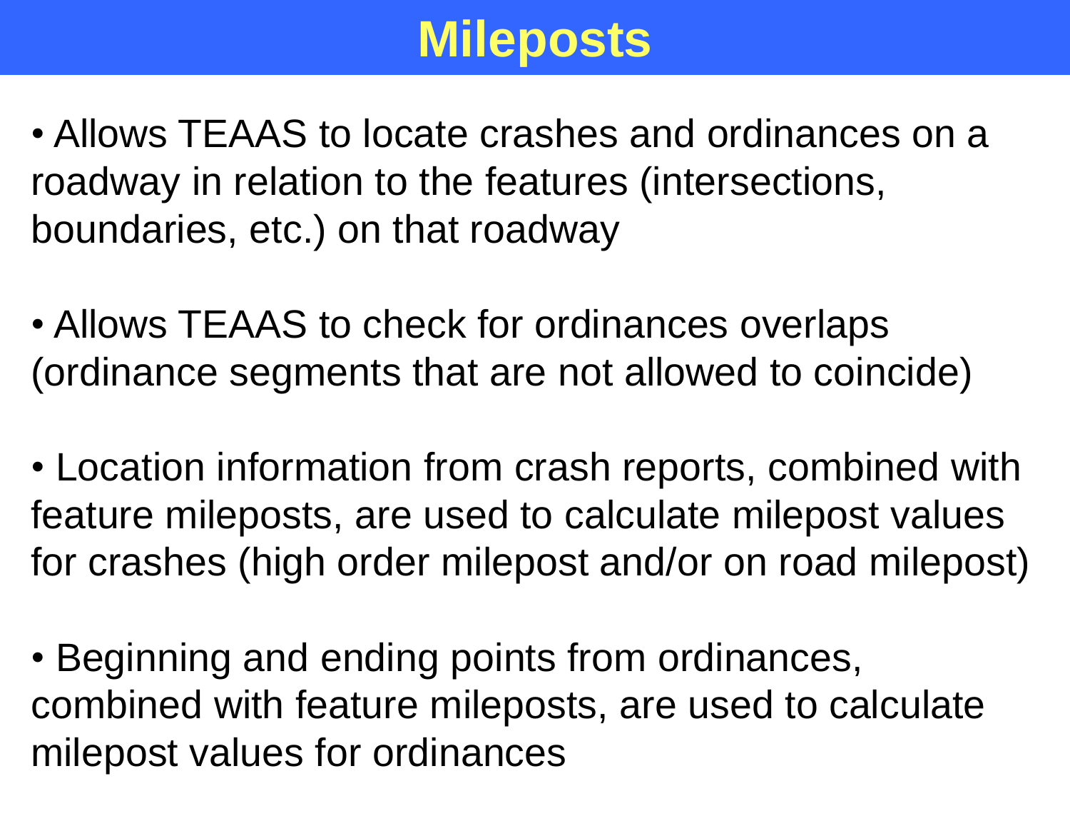# Mileposts

- Allows TEAAS to locate crashes and ordinances on a roadway in relation to the features (intersections, boundaries, etc.) on that roadway

- Allows TEAAS to check for ordinances overlaps (ordinance segments that are not allowed to coincide)

- Location information from crash reports, combined with feature mileposts, are used to calculate milepost values for crashes (high order milepost and/or on road milepost)

- Beginning and ending points from ordinances, combined with feature mileposts, are used to calculate milepost values for ordinances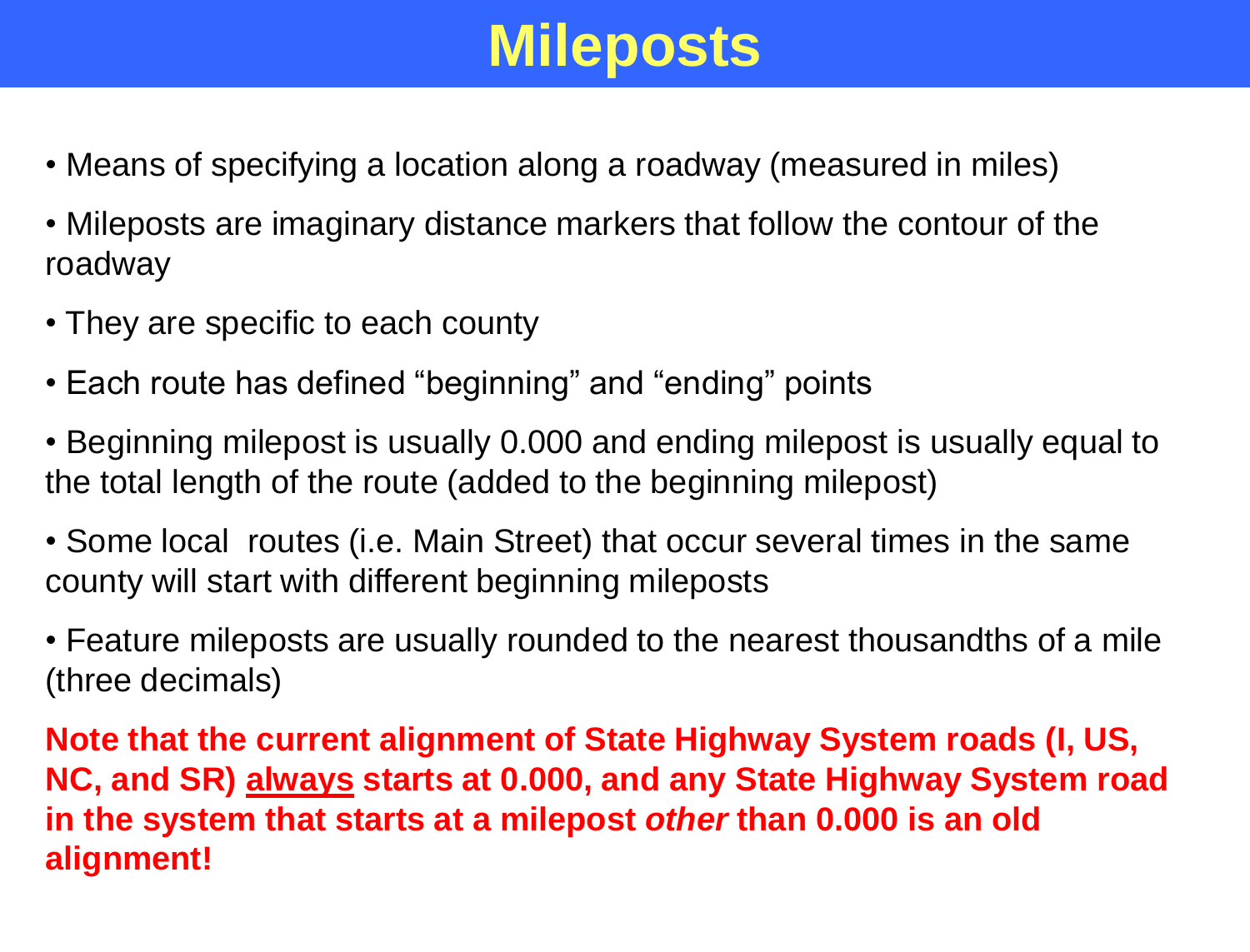# Mileposts

- Means of specifying a location along a roadway (measured in miles)
- Mileposts are imaginary distance markers that follow the contour of the roadway
- They are specific to each county
- Each route has defined "beginning" and "ending" points
- Beginning milepost is usually 0.000 and ending milepost is usually equal to the total length of the route (added to the beginning milepost)
- Some local routes (i.e. Main Street) that occur several times in the same county will start with different beginning mileposts
- Feature mileposts are usually rounded to the nearest thousandths of a mile (three decimals)

**Note that the current alignment of State Highway System roads (I, US, NC, and SR) <u>always</u> starts at 0.000, and any State Highway System road in the system that starts at a milepost *other* than 0.000 is an old alignment!**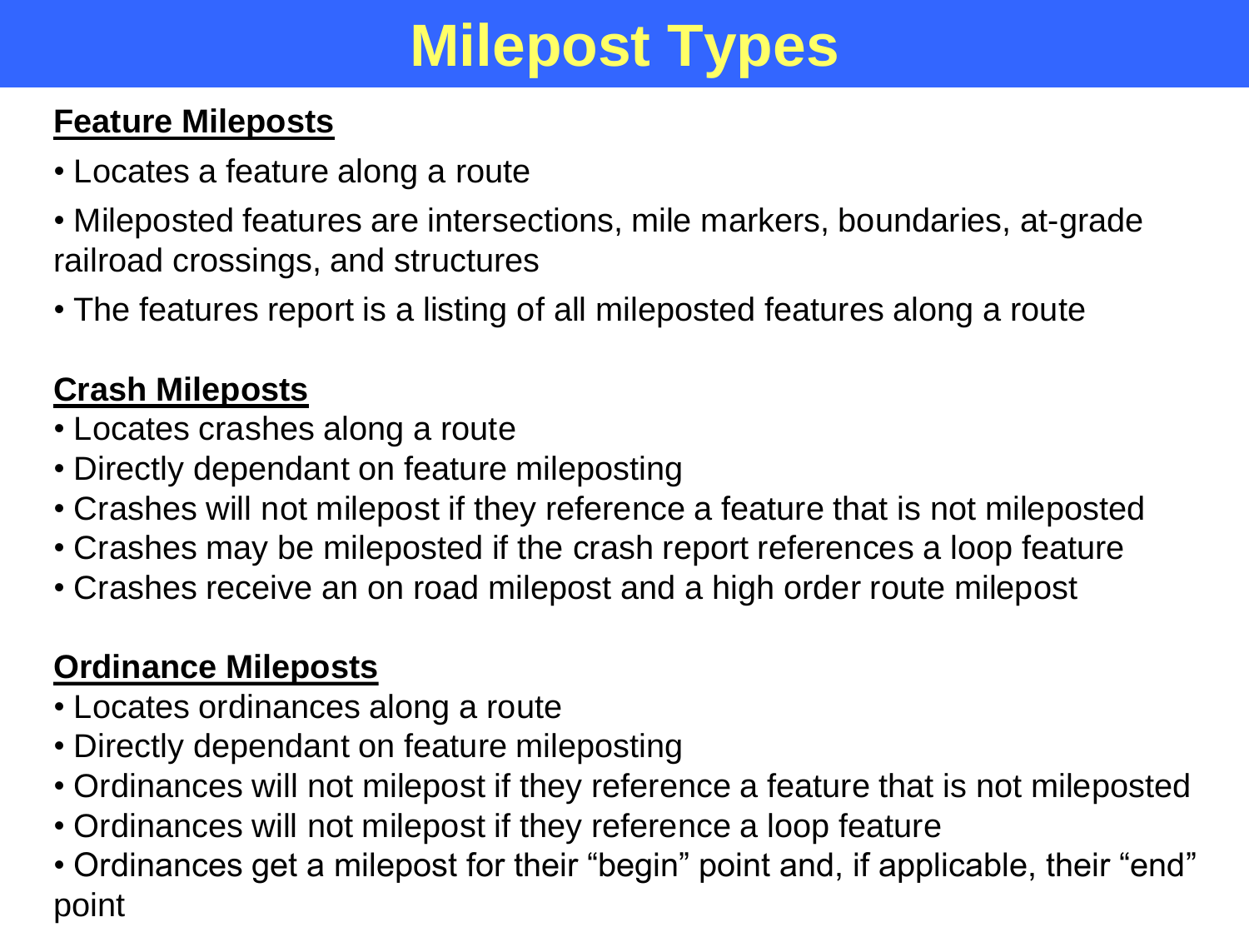# Milepost Types

**Feature Mileposts**

- Locates a feature along a route
- Mileposted features are intersections, mile markers, boundaries, at-grade railroad crossings, and structures
- The features report is a listing of all mileposted features along a route

**Crash Mileposts**

- Locates crashes along a route
- Directly dependant on feature mileposting
- Crashes will not milepost if they reference a feature that is not mileposted
- Crashes may be mileposted if the crash report references a loop feature
- Crashes receive an on road milepost and a high order route milepost

**Ordinance Mileposts**

- Locates ordinances along a route
- Directly dependant on feature mileposting
- Ordinances will not milepost if they reference a feature that is not mileposted
- Ordinances will not milepost if they reference a loop feature
- Ordinances get a milepost for their “begin” point and, if applicable, their “end” point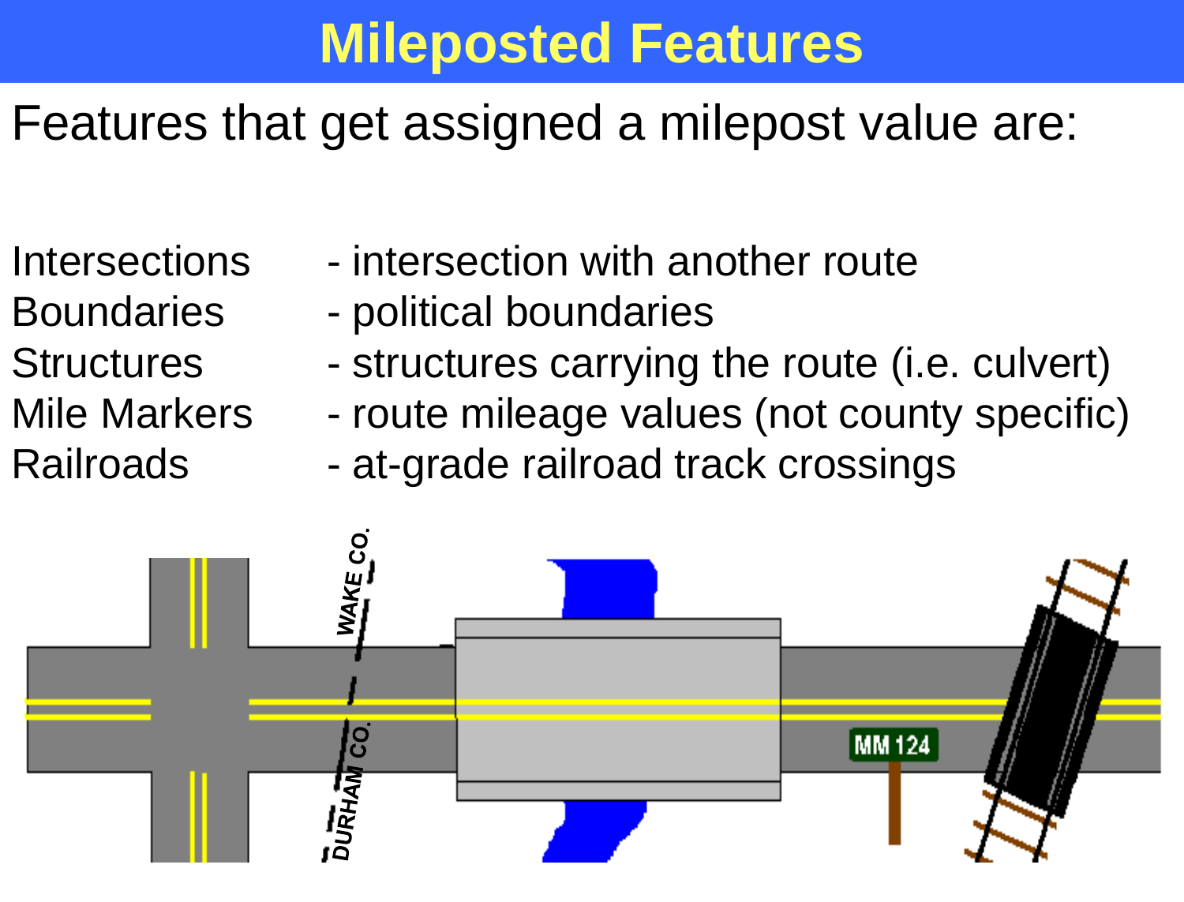# Mileposted Features

Features that get assigned a milepost value are:

| | |
|---|---|
| Intersections | - intersection with another route |
| Boundaries | - political boundaries |
| Structures | - structures carrying the route (i.e. culvert) |
| Mile Markers | - route mileage values (not county specific) |
| Railroads | - at-grade railroad track crossings |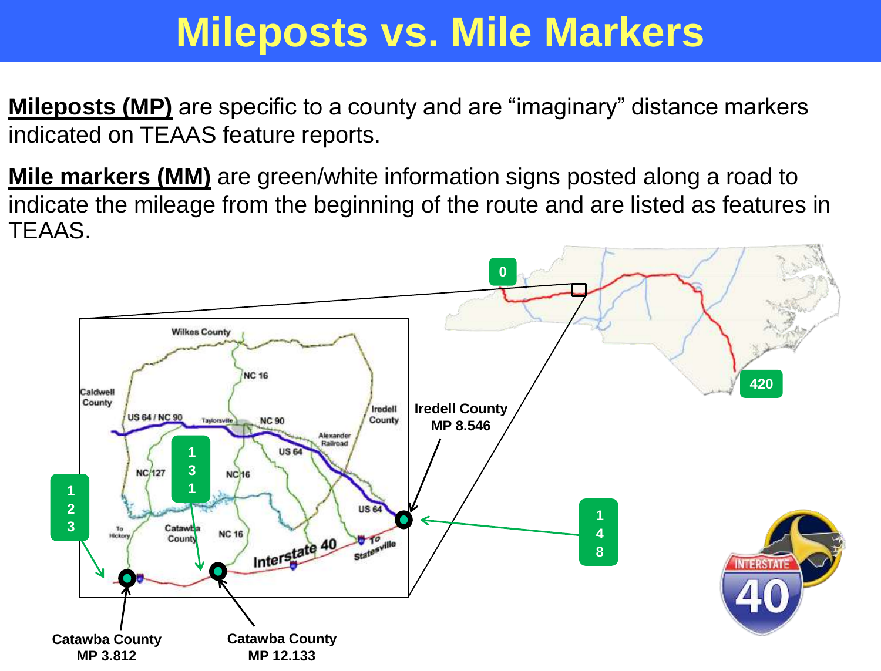# Mileposts vs. Mile Markers

**Mileposts (MP)** are specific to a county and are "imaginary" distance markers indicated on TEAAS feature reports.

**Mile markers (MM)** are green/white information signs posted along a road to indicate the mileage from the beginning of the route and are listed as features in TEAAS.

0

420

123

131

148

Iredell County
MP 8.546

Catawba County
MP 3.812

Catawba County
MP 12.133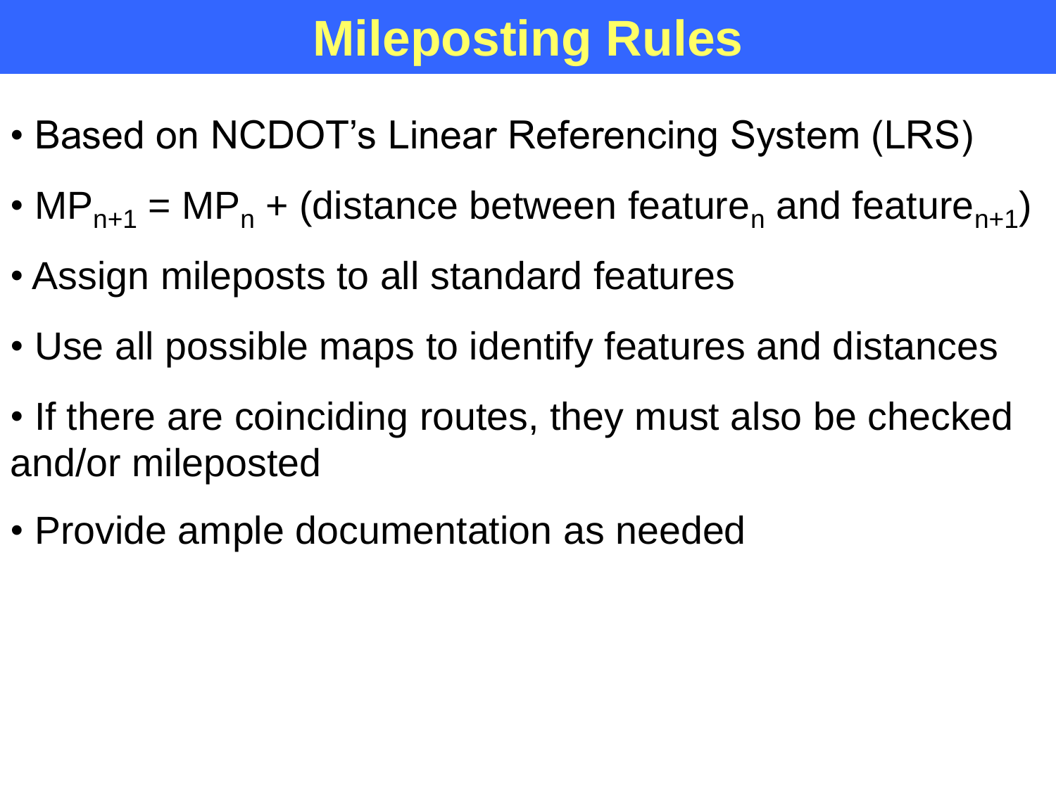# Mileposting Rules

- Based on NCDOT's Linear Referencing System (LRS)
- $MP_{n+1} = MP_n$ + (distance between $feature_n$ and $feature_{n+1}$)
- Assign mileposts to all standard features
- Use all possible maps to identify features and distances
- If there are coinciding routes, they must also be checked and/or mileposted
- Provide ample documentation as needed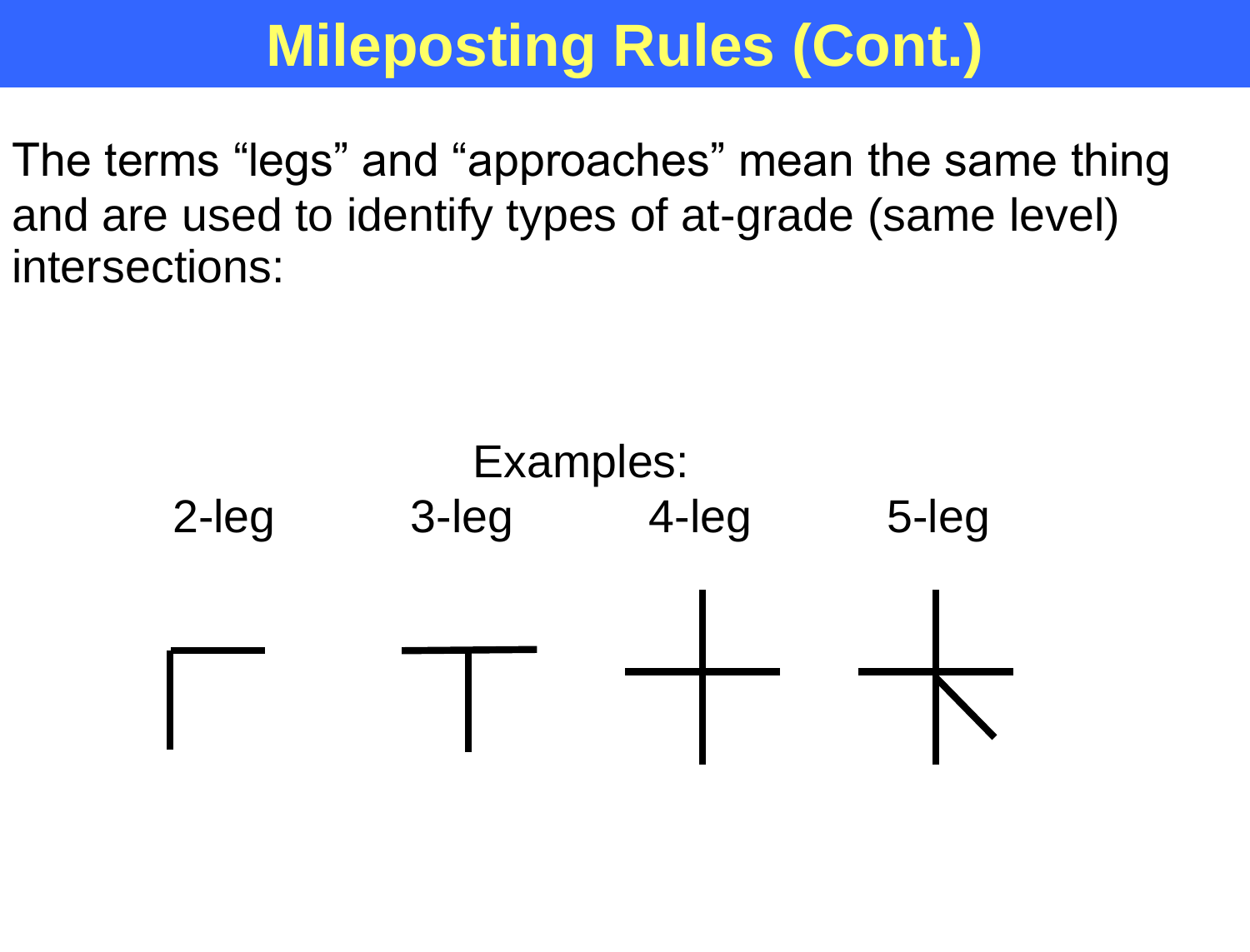# Mileposting Rules (Cont.)

The terms “legs” and “approaches” mean the same thing and are used to identify types of at-grade (same level) intersections:

Examples:

2-leg 3-leg 4-leg 5-leg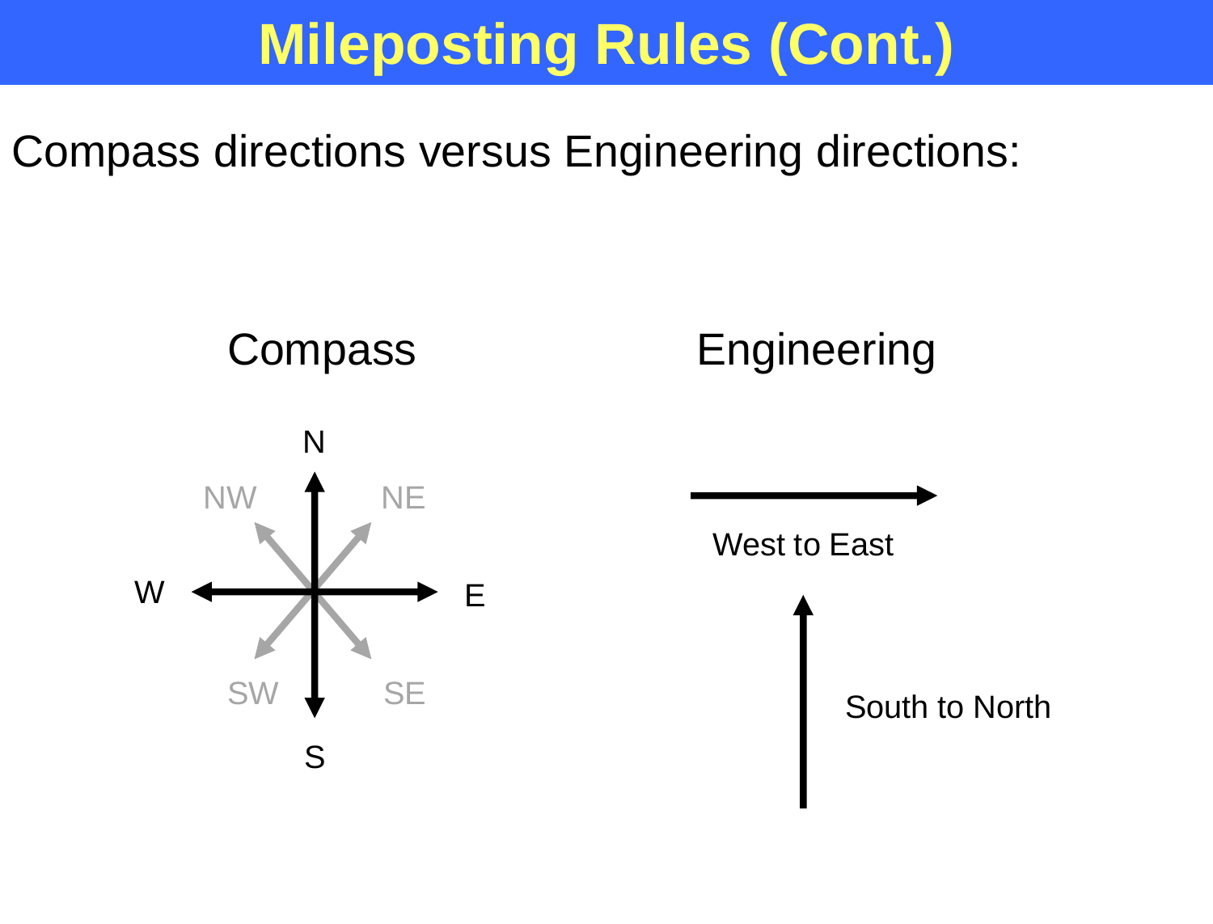# Mileposting Rules (Cont.)

Compass directions versus Engineering directions:

**Compass**

N

NW NE

W E

SW SE

S

**Engineering**

West to East

South to North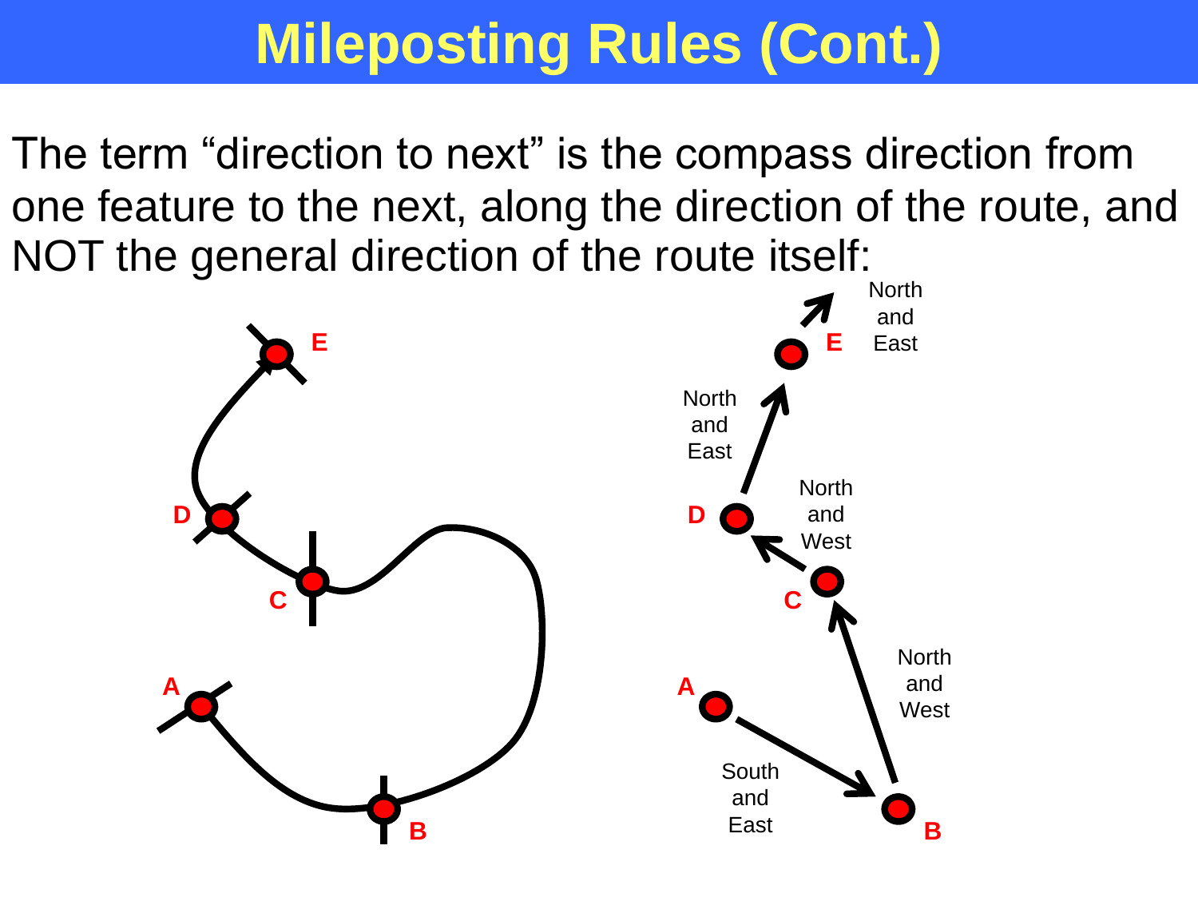# Mileposting Rules (Cont.)

The term “direction to next” is the compass direction from one feature to the next, along the direction of the route, and NOT the general direction of the route itself:

A → B: South and East

B → C: North and West

C → D: North and West

D → E: North and East

E →: North and East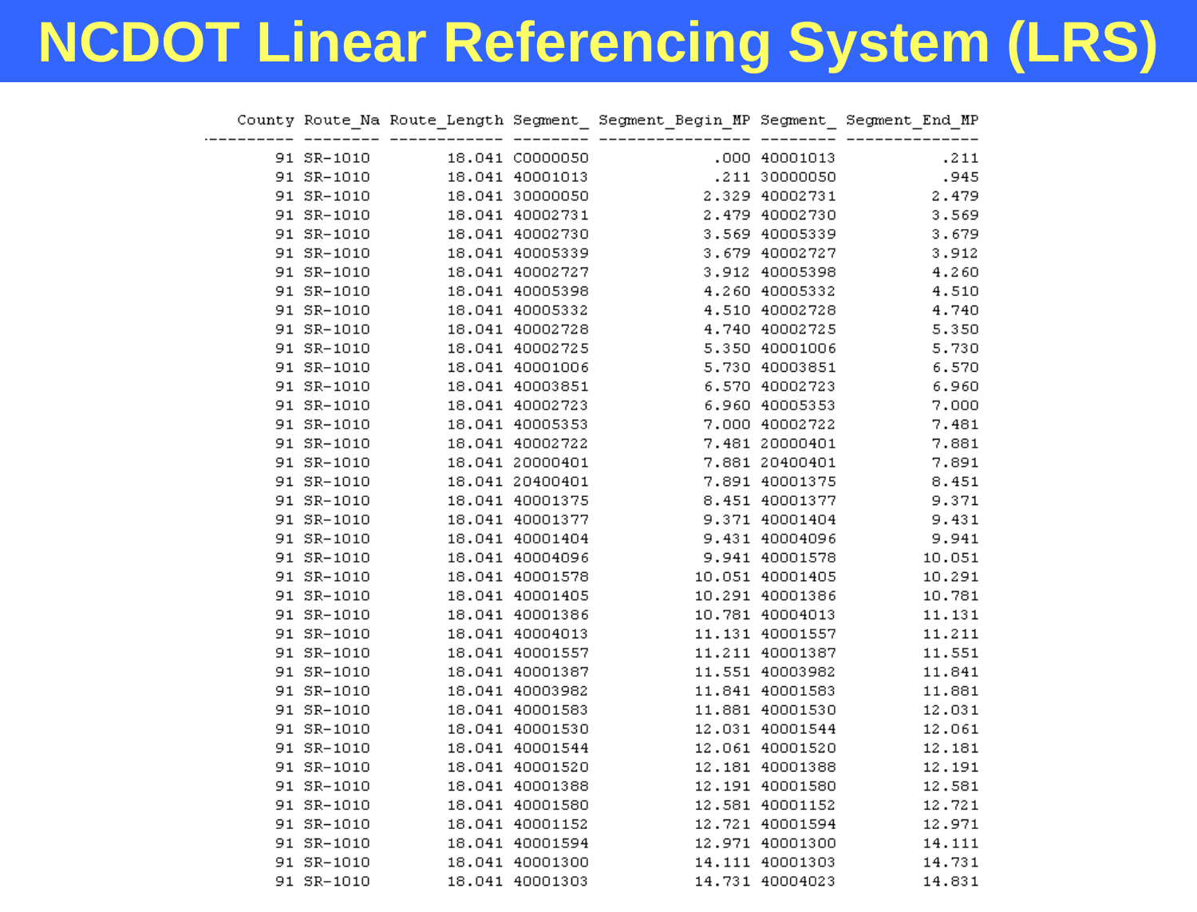# NCDOT Linear Referencing System (LRS)

| County | Route_Na | Route_Length | Segment_ | Segment_Begin_MP | Segment_ | Segment_End_MP |
|---|---|---|---|---|---|---|
| 91 | SR-1010 | 18.041 | C0000050 | .000 | 40001013 | .211 |
| 91 | SR-1010 | 18.041 | 40001013 | .211 | 30000050 | .945 |
| 91 | SR-1010 | 18.041 | 30000050 | 2.329 | 40002731 | 2.479 |
| 91 | SR-1010 | 18.041 | 40002731 | 2.479 | 40002730 | 3.569 |
| 91 | SR-1010 | 18.041 | 40002730 | 3.569 | 40005339 | 3.679 |
| 91 | SR-1010 | 18.041 | 40005339 | 3.679 | 40002727 | 3.912 |
| 91 | SR-1010 | 18.041 | 40002727 | 3.912 | 40005398 | 4.260 |
| 91 | SR-1010 | 18.041 | 40005398 | 4.260 | 40005332 | 4.510 |
| 91 | SR-1010 | 18.041 | 40005332 | 4.510 | 40002728 | 4.740 |
| 91 | SR-1010 | 18.041 | 40002728 | 4.740 | 40002725 | 5.350 |
| 91 | SR-1010 | 18.041 | 40002725 | 5.350 | 40001006 | 5.730 |
| 91 | SR-1010 | 18.041 | 40001006 | 5.730 | 40003851 | 6.570 |
| 91 | SR-1010 | 18.041 | 40003851 | 6.570 | 40002723 | 6.960 |
| 91 | SR-1010 | 18.041 | 40002723 | 6.960 | 40005353 | 7.000 |
| 91 | SR-1010 | 18.041 | 40005353 | 7.000 | 40002722 | 7.481 |
| 91 | SR-1010 | 18.041 | 40002722 | 7.481 | 20000401 | 7.881 |
| 91 | SR-1010 | 18.041 | 20000401 | 7.881 | 20400401 | 7.891 |
| 91 | SR-1010 | 18.041 | 20400401 | 7.891 | 40001375 | 8.451 |
| 91 | SR-1010 | 18.041 | 40001375 | 8.451 | 40001377 | 9.371 |
| 91 | SR-1010 | 18.041 | 40001377 | 9.371 | 40001404 | 9.431 |
| 91 | SR-1010 | 18.041 | 40001404 | 9.431 | 40004096 | 9.941 |
| 91 | SR-1010 | 18.041 | 40004096 | 9.941 | 40001578 | 10.051 |
| 91 | SR-1010 | 18.041 | 40001578 | 10.051 | 40001405 | 10.291 |
| 91 | SR-1010 | 18.041 | 40001405 | 10.291 | 40001386 | 10.781 |
| 91 | SR-1010 | 18.041 | 40001386 | 10.781 | 40004013 | 11.131 |
| 91 | SR-1010 | 18.041 | 40004013 | 11.131 | 40001557 | 11.211 |
| 91 | SR-1010 | 18.041 | 40001557 | 11.211 | 40001387 | 11.551 |
| 91 | SR-1010 | 18.041 | 40001387 | 11.551 | 40003982 | 11.841 |
| 91 | SR-1010 | 18.041 | 40003982 | 11.841 | 40001583 | 11.881 |
| 91 | SR-1010 | 18.041 | 40001583 | 11.881 | 40001530 | 12.031 |
| 91 | SR-1010 | 18.041 | 40001530 | 12.031 | 40001544 | 12.061 |
| 91 | SR-1010 | 18.041 | 40001544 | 12.061 | 40001520 | 12.181 |
| 91 | SR-1010 | 18.041 | 40001520 | 12.181 | 40001388 | 12.191 |
| 91 | SR-1010 | 18.041 | 40001388 | 12.191 | 40001580 | 12.581 |
| 91 | SR-1010 | 18.041 | 40001580 | 12.581 | 40001152 | 12.721 |
| 91 | SR-1010 | 18.041 | 40001152 | 12.721 | 40001594 | 12.971 |
| 91 | SR-1010 | 18.041 | 40001594 | 12.971 | 40001300 | 14.111 |
| 91 | SR-1010 | 18.041 | 40001300 | 14.111 | 40001303 | 14.731 |
| 91 | SR-1010 | 18.041 | 40001303 | 14.731 | 40004023 | 14.831 |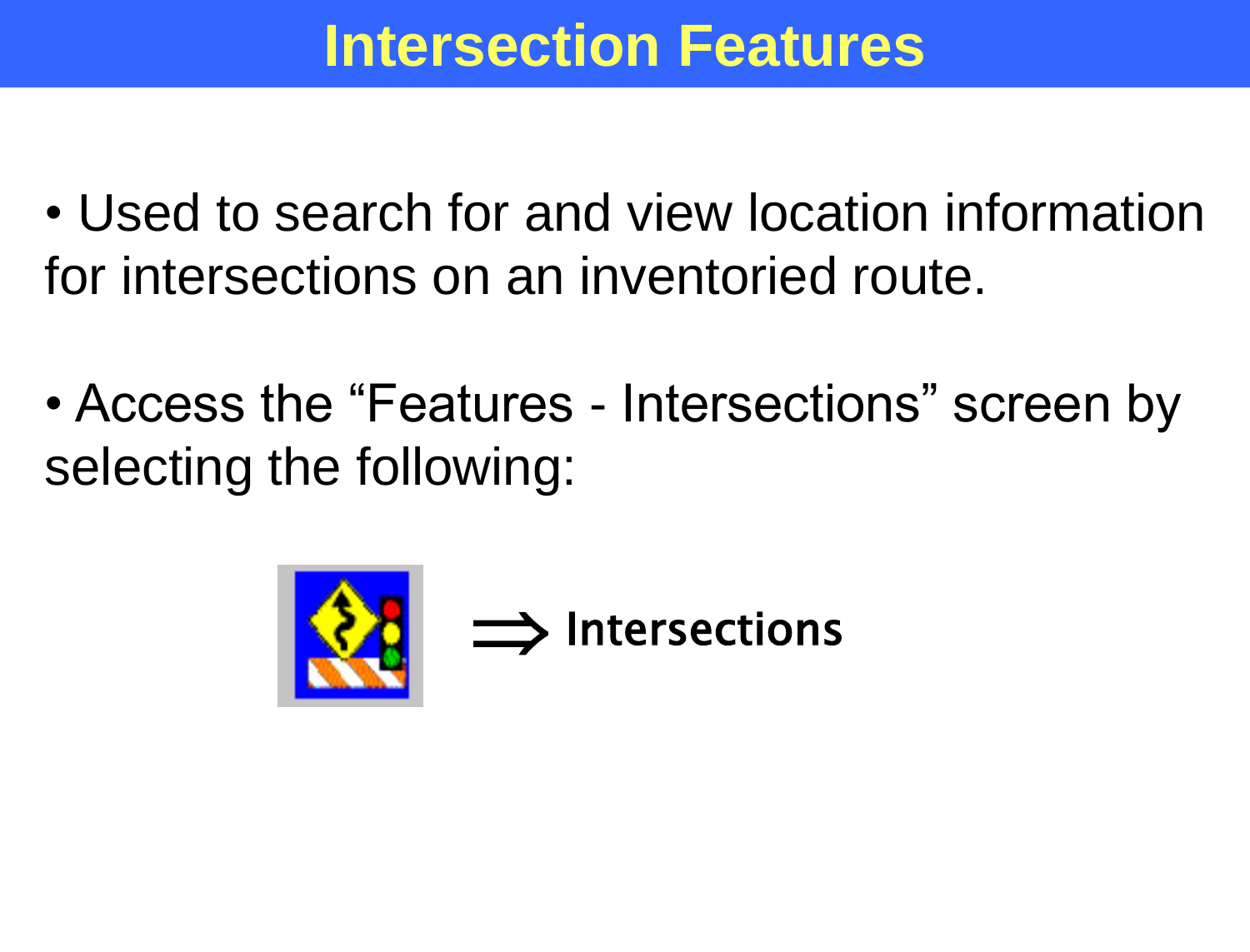# Intersection Features

- Used to search for and view location information for intersections on an inventoried route.

- Access the "Features - Intersections" screen by selecting the following:

⇒ **Intersections**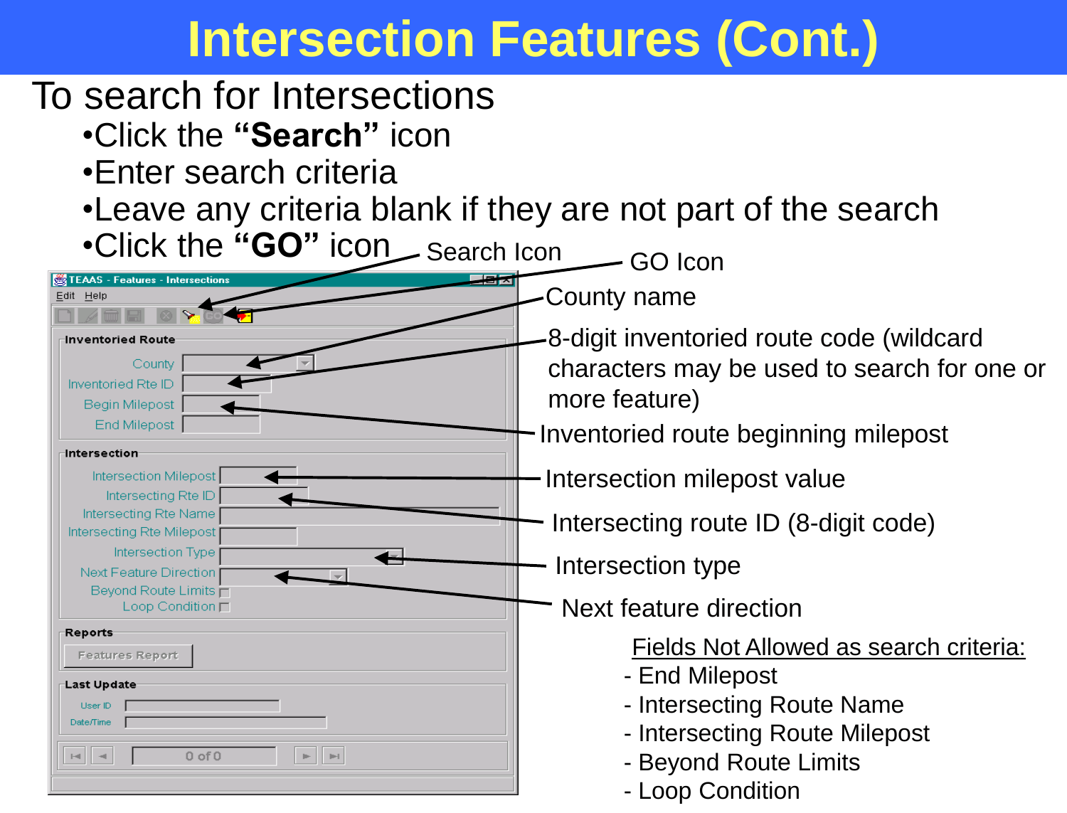# Intersection Features (Cont.)

To search for Intersections

- Click the **"Search"** icon
- Enter search criteria
- Leave any criteria blank if they are not part of the search
- Click the **"GO"** icon

Search Icon

GO Icon

County name

8-digit inventoried route code (wildcard characters may be used to search for one or more feature)

Inventoried route beginning milepost

Intersection milepost value

Intersecting route ID (8-digit code)

Intersection type

Next feature direction

<u>Fields Not Allowed as search criteria:</u>

- End Milepost
- Intersecting Route Name
- Intersecting Route Milepost
- Beyond Route Limits
- Loop Condition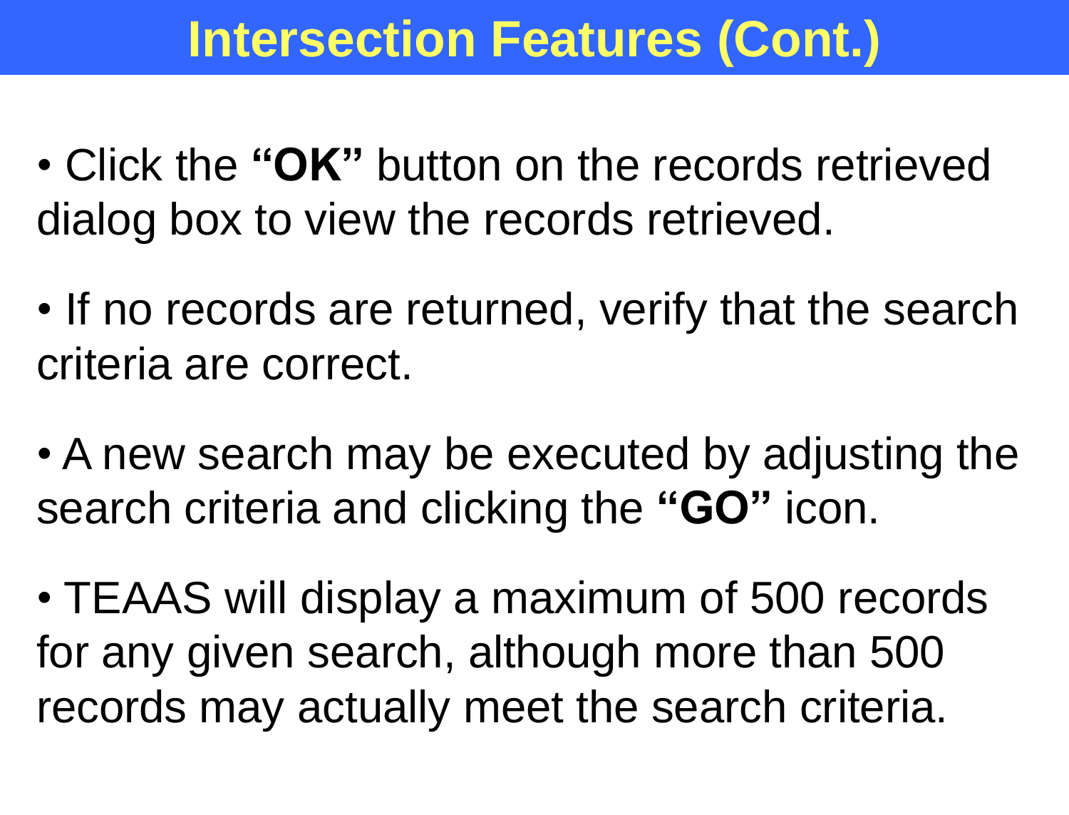# Intersection Features (Cont.)

- Click the **"OK"** button on the records retrieved dialog box to view the records retrieved.
- If no records are returned, verify that the search criteria are correct.
- A new search may be executed by adjusting the search criteria and clicking the **"GO"** icon.
- TEAAS will display a maximum of 500 records for any given search, although more than 500 records may actually meet the search criteria.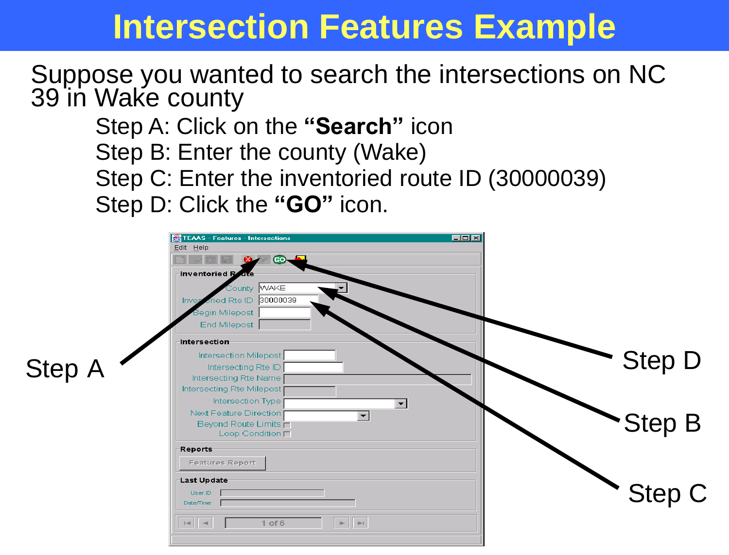# Intersection Features Example

Suppose you wanted to search the intersections on NC 39 in Wake county

Step A: Click on the **"Search"** icon

Step B: Enter the county (Wake)

Step C: Enter the inventoried route ID (30000039)

Step D: Click the **"GO"** icon.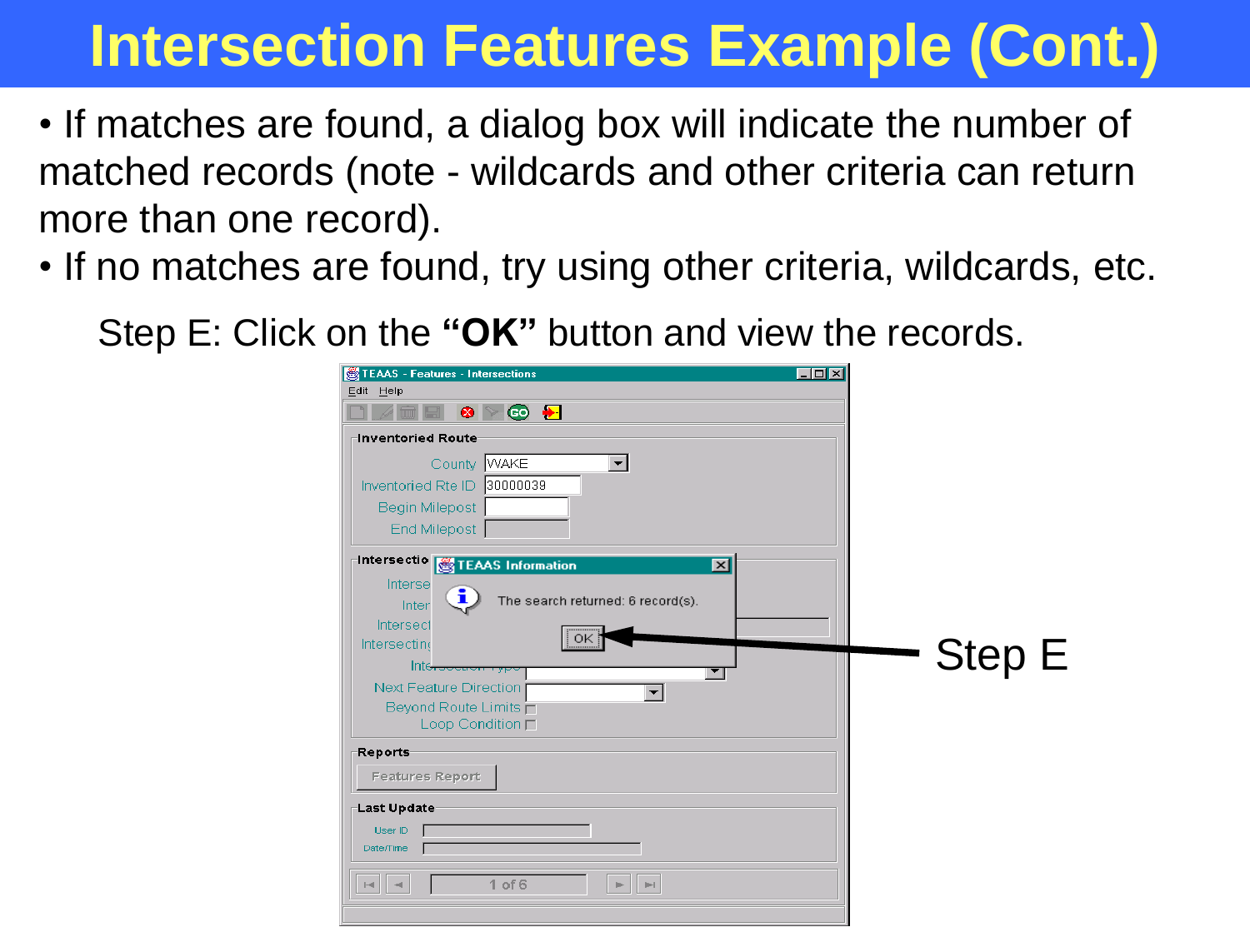# Intersection Features Example (Cont.)

- If matches are found, a dialog box will indicate the number of matched records (note - wildcards and other criteria can return more than one record).
- If no matches are found, try using other criteria, wildcards, etc.

Step E: Click on the **"OK"** button and view the records.

Step E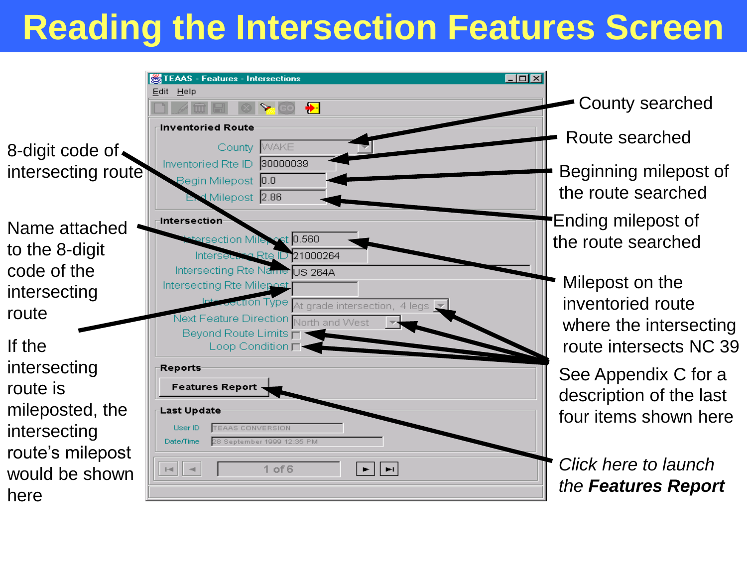# Reading the Intersection Features Screen

TEAAS - Features - Intersections

Edit Help

**Inventoried Route**

County: WAKE

Inventoried Rte ID: 30000039

Begin Milepost: 0.0

End Milepost: 2.86

**Intersection**

Intersection Milepost: 0.560

Intersecting Rte ID: 21000264

Intersecting Rte Name: US 264A

Intersecting Rte Milepost:

Intersection Type: At grade intersection, 4 legs

Next Feature Direction: North and West

Beyond Route Limits

Loop Condition

**Reports**

Features Report

**Last Update**

User ID: TEAAS CONVERSION

Date/Time: 28 September 1999 12:35 PM

1 of 6

- County searched
- Route searched
- Beginning milepost of the route searched
- Ending milepost of the route searched
- Milepost on the inventoried route where the intersecting route intersects NC 39
- See Appendix C for a description of the last four items shown here
- *Click here to launch the **Features Report***
- 8-digit code of intersecting route
- Name attached to the 8-digit code of the intersecting route
- If the intersecting route is mileposted, the intersecting route's milepost would be shown here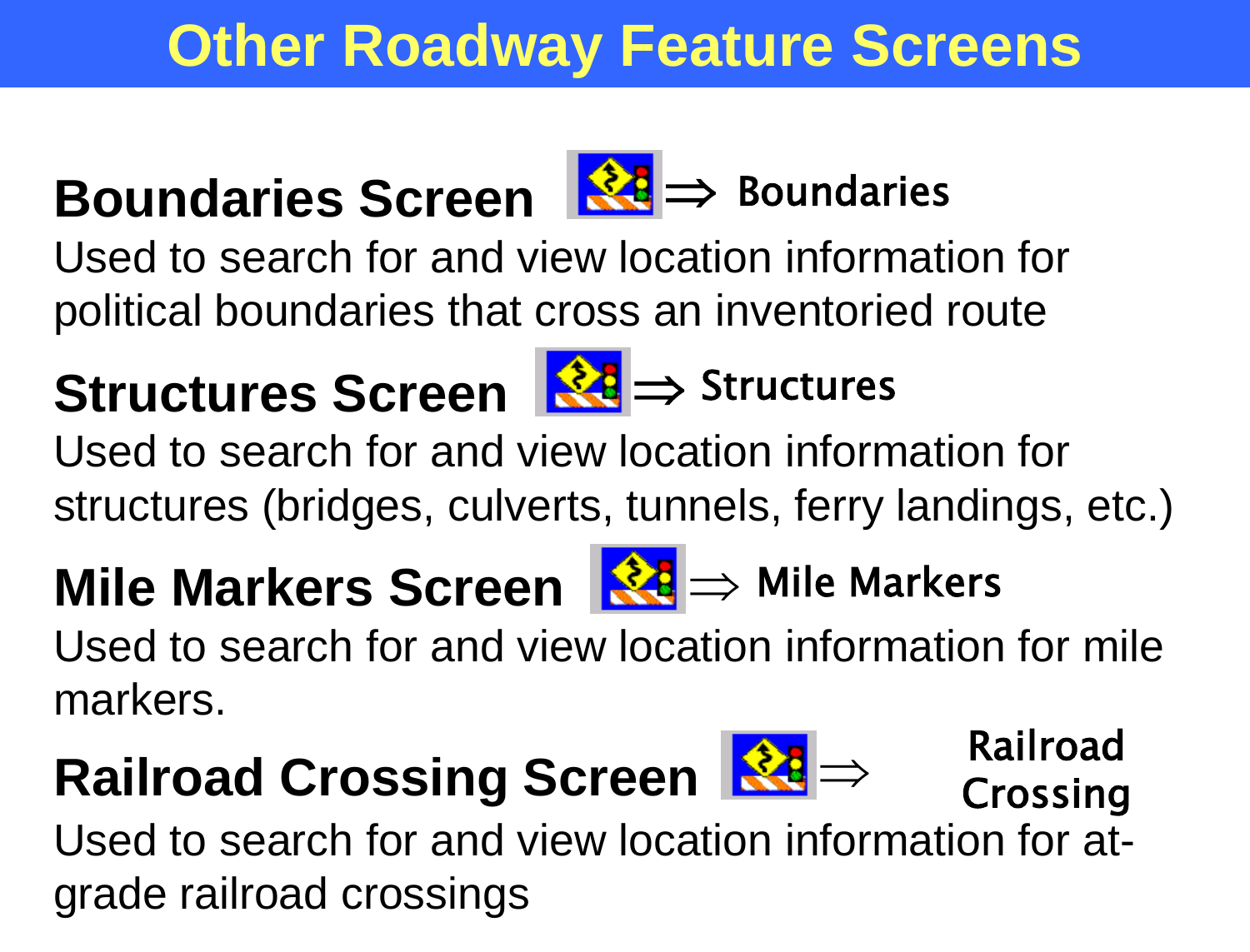# Other Roadway Feature Screens

**Boundaries Screen** ⇒ **Boundaries**

Used to search for and view location information for political boundaries that cross an inventoried route

**Structures Screen** ⇒ **Structures**

Used to search for and view location information for structures (bridges, culverts, tunnels, ferry landings, etc.)

**Mile Markers Screen** ⇒ **Mile Markers**

Used to search for and view location information for mile markers.

**Railroad Crossing Screen** ⇒ **Railroad Crossing**

Used to search for and view location information for at-grade railroad crossings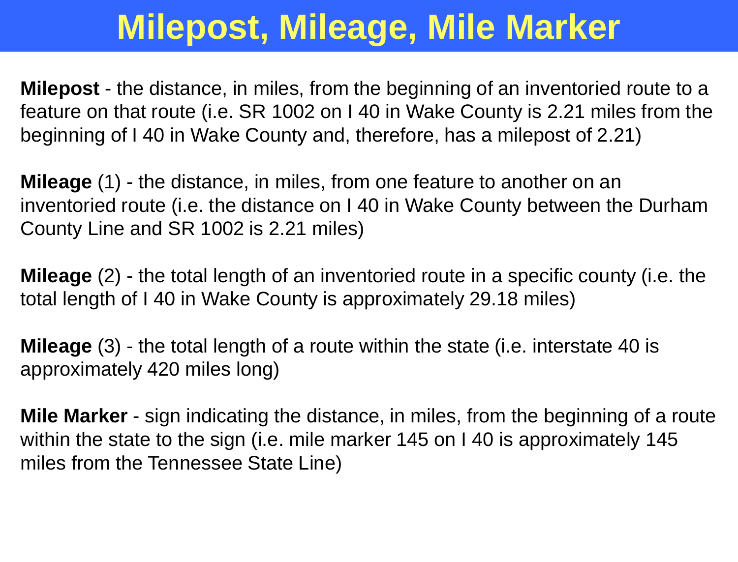# Milepost, Mileage, Mile Marker

**Milepost** - the distance, in miles, from the beginning of an inventoried route to a feature on that route (i.e. SR 1002 on I 40 in Wake County is 2.21 miles from the beginning of I 40 in Wake County and, therefore, has a milepost of 2.21)

**Mileage** (1) - the distance, in miles, from one feature to another on an inventoried route (i.e. the distance on I 40 in Wake County between the Durham County Line and SR 1002 is 2.21 miles)

**Mileage** (2) - the total length of an inventoried route in a specific county (i.e. the total length of I 40 in Wake County is approximately 29.18 miles)

**Mileage** (3) - the total length of a route within the state (i.e. interstate 40 is approximately 420 miles long)

**Mile Marker** - sign indicating the distance, in miles, from the beginning of a route within the state to the sign (i.e. mile marker 145 on I 40 is approximately 145 miles from the Tennessee State Line)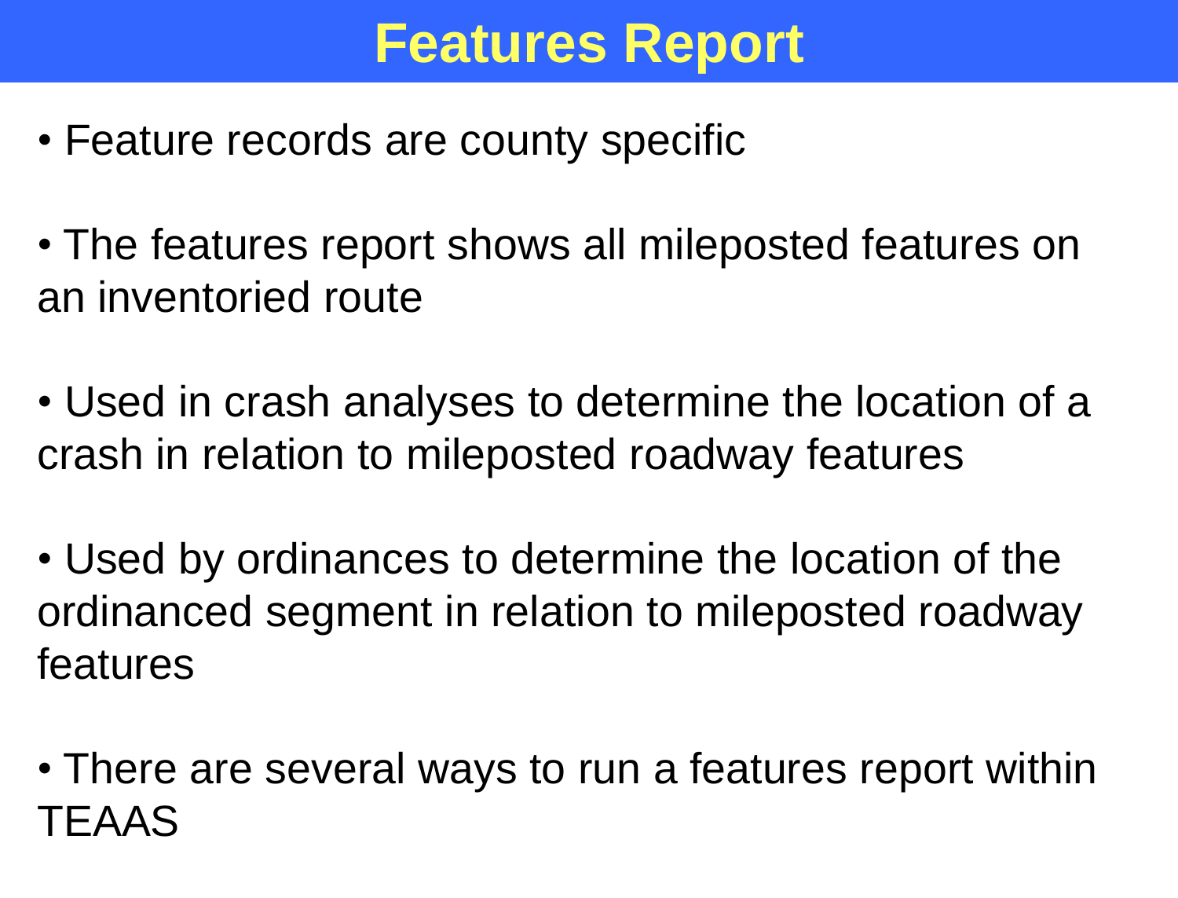# Features Report

- Feature records are county specific
- The features report shows all mileposted features on an inventoried route
- Used in crash analyses to determine the location of a crash in relation to mileposted roadway features
- Used by ordinances to determine the location of the ordinanced segment in relation to mileposted roadway features
- There are several ways to run a features report within TEAAS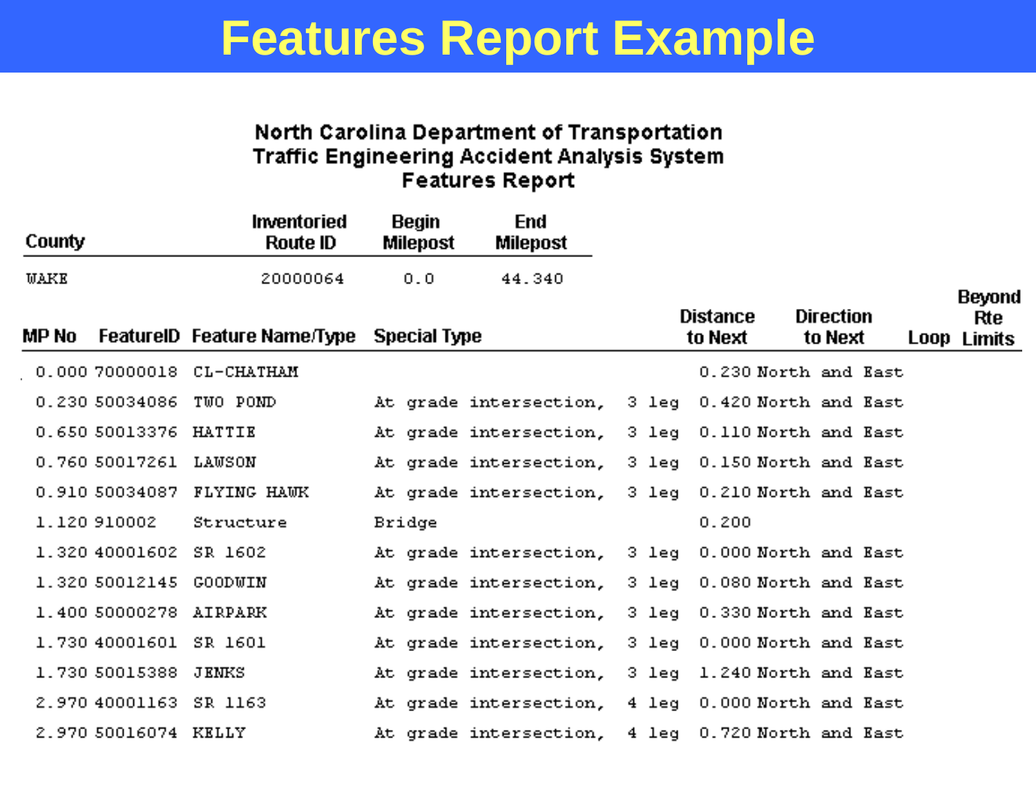# Features Report Example

**North Carolina Department of Transportation**
**Traffic Engineering Accident Analysis System**
**Features Report**

| County | Inventoried Route ID | Begin Milepost | End Milepost |
|---|---|---|---|
| WAKE | 20000064 | 0.0 | 44.340 |

| MP No | FeatureID | Feature Name/Type | Special Type | Distance to Next | Direction to Next | Loop | Beyond Rte Limits |
|---|---|---|---|---|---|---|---|
| 0.000 | 70000018 | CL-CHATHAM | | 0.230 | North and East | | |
| 0.230 | 50034086 | TWO POND | At grade intersection, 3 leg | 0.420 | North and East | | |
| 0.650 | 50013376 | HATTIE | At grade intersection, 3 leg | 0.110 | North and East | | |
| 0.760 | 50017261 | LAWSON | At grade intersection, 3 leg | 0.150 | North and East | | |
| 0.910 | 50034087 | FLYING HAWK | At grade intersection, 3 leg | 0.210 | North and East | | |
| 1.120 | 910002 | Structure | Bridge | 0.200 | | | |
| 1.320 | 40001602 | SR 1602 | At grade intersection, 3 leg | 0.000 | North and East | | |
| 1.320 | 50012145 | GOODWIN | At grade intersection, 3 leg | 0.080 | North and East | | |
| 1.400 | 50000278 | AIRPARK | At grade intersection, 3 leg | 0.330 | North and East | | |
| 1.730 | 40001601 | SR 1601 | At grade intersection, 3 leg | 0.000 | North and East | | |
| 1.730 | 50015388 | JENKS | At grade intersection, 3 leg | 1.240 | North and East | | |
| 2.970 | 40001163 | SR 1163 | At grade intersection, 4 leg | 0.000 | North and East | | |
| 2.970 | 50016074 | KELLY | At grade intersection, 4 leg | 0.720 | North and East | | |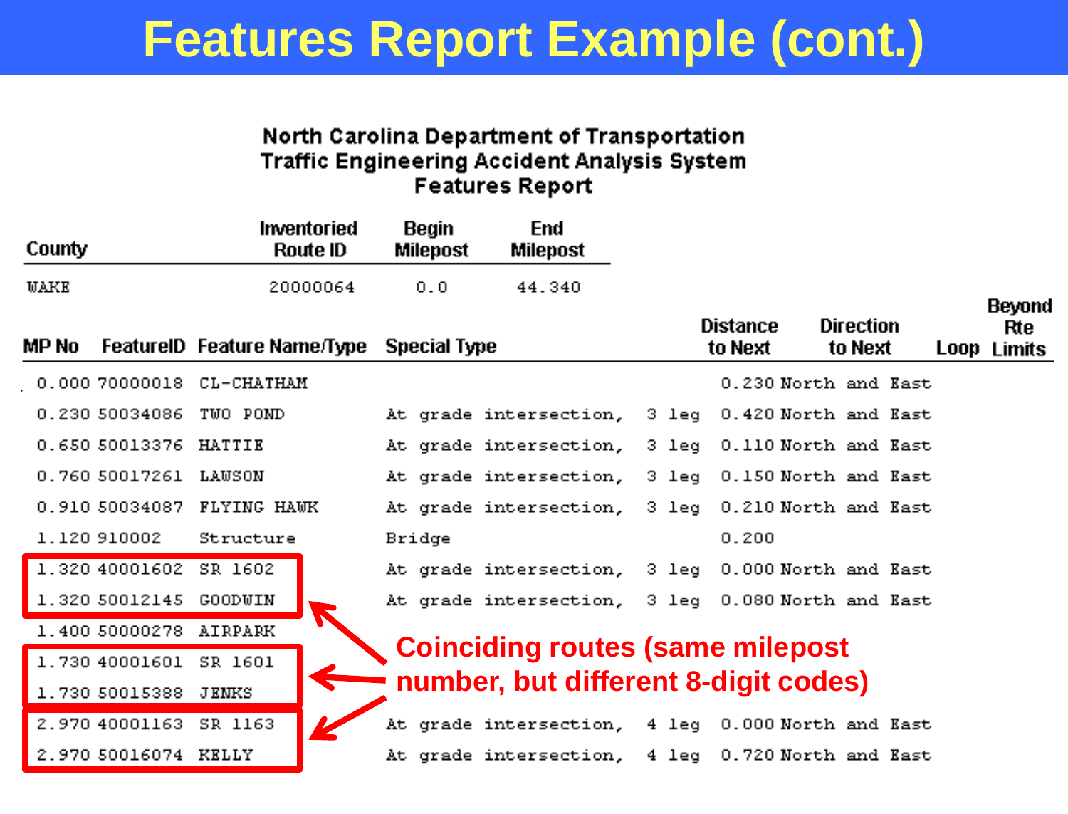# Features Report Example (cont.)

**North Carolina Department of Transportation**
**Traffic Engineering Accident Analysis System**
**Features Report**

| County | Inventoried Route ID | Begin Milepost | End Milepost |
|---|---|---|---|
| WAKE | 20000064 | 0.0 | 44.340 |

| MP No | FeatureID | Feature Name/Type | Special Type | Distance to Next | Direction to Next | Loop | Beyond Rte Limits |
|---|---|---|---|---|---|---|---|
| 0.000 | 70000018 | CL-CHATHAM | | 0.230 | North and East | | |
| 0.230 | 50034086 | TWO POND | At grade intersection, 3 leg | 0.420 | North and East | | |
| 0.650 | 50013376 | HATTIE | At grade intersection, 3 leg | 0.110 | North and East | | |
| 0.760 | 50017261 | LAWSON | At grade intersection, 3 leg | 0.150 | North and East | | |
| 0.910 | 50034087 | FLYING HAWK | At grade intersection, 3 leg | 0.210 | North and East | | |
| 1.120 | 910002 | Structure | Bridge | 0.200 | | | |
| 1.320 | 40001602 | SR 1602 | At grade intersection, 3 leg | 0.000 | North and East | | |
| 1.320 | 50012145 | GOODWIN | At grade intersection, 3 leg | 0.080 | North and East | | |
| 1.400 | 50000278 | AIRPARK | | | | | |
| 1.730 | 40001601 | SR 1601 | | | | | |
| 1.730 | 50015388 | JENKS | | | | | |
| 2.970 | 40001163 | SR 1163 | At grade intersection, 4 leg | 0.000 | North and East | | |
| 2.970 | 50016074 | KELLY | At grade intersection, 4 leg | 0.720 | North and East | | |

**Coinciding routes (same milepost number, but different 8-digit codes)**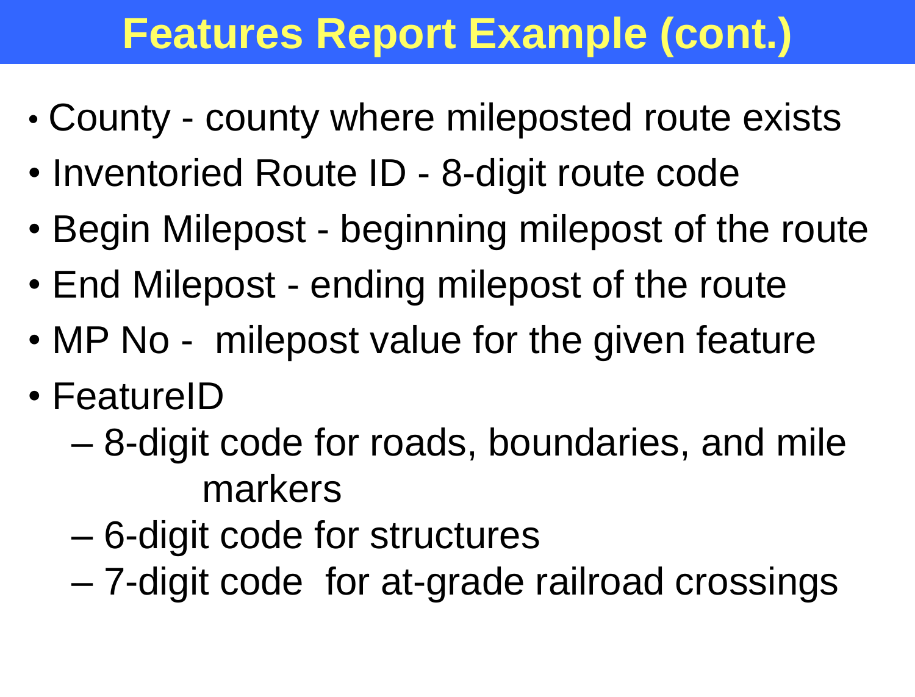# Features Report Example (cont.)

- County - county where mileposted route exists
- Inventoried Route ID - 8-digit route code
- Begin Milepost - beginning milepost of the route
- End Milepost - ending milepost of the route
- MP No - milepost value for the given feature
- FeatureID
  - 8-digit code for roads, boundaries, and mile markers
  - 6-digit code for structures
  - 7-digit code for at-grade railroad crossings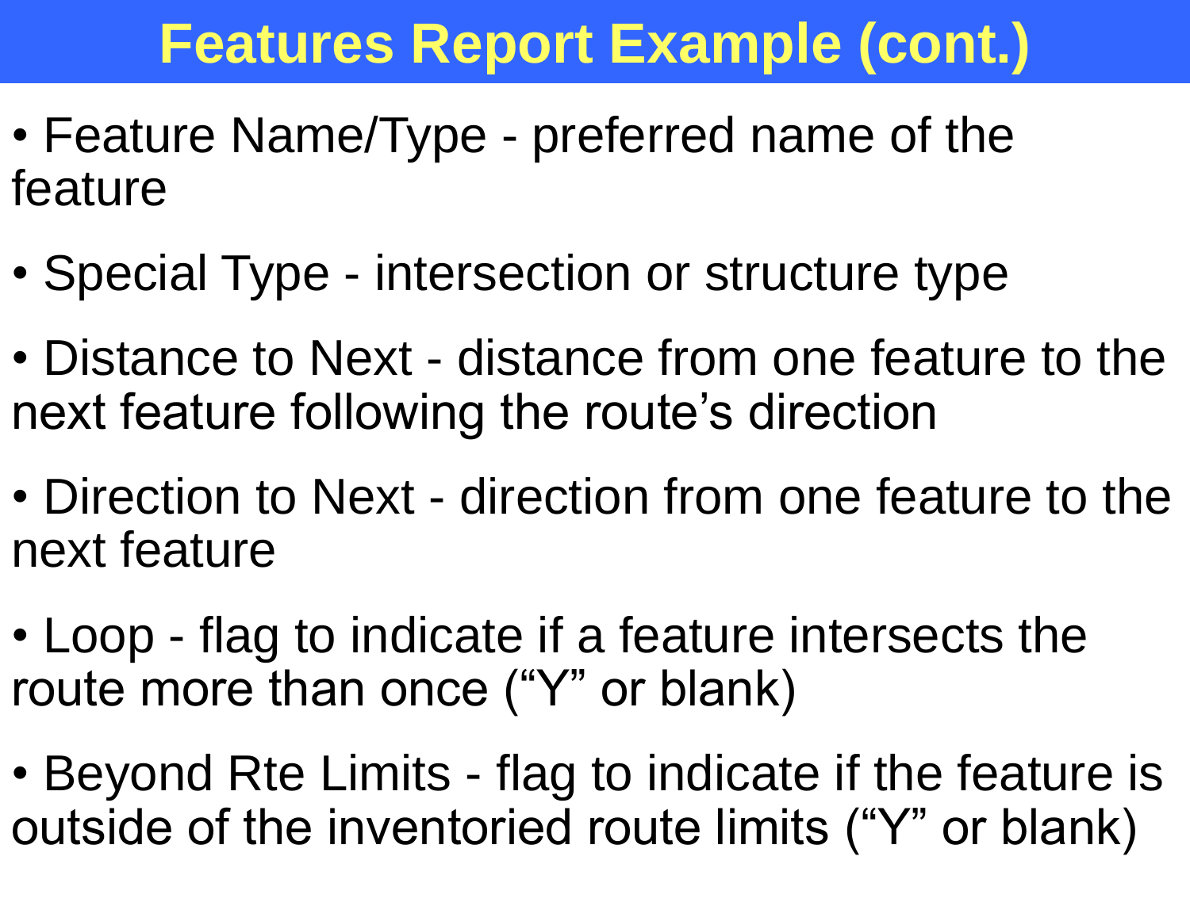# Features Report Example (cont.)

- Feature Name/Type - preferred name of the feature
- Special Type - intersection or structure type
- Distance to Next - distance from one feature to the next feature following the route's direction
- Direction to Next - direction from one feature to the next feature
- Loop - flag to indicate if a feature intersects the route more than once ("Y" or blank)
- Beyond Rte Limits - flag to indicate if the feature is outside of the inventoried route limits ("Y" or blank)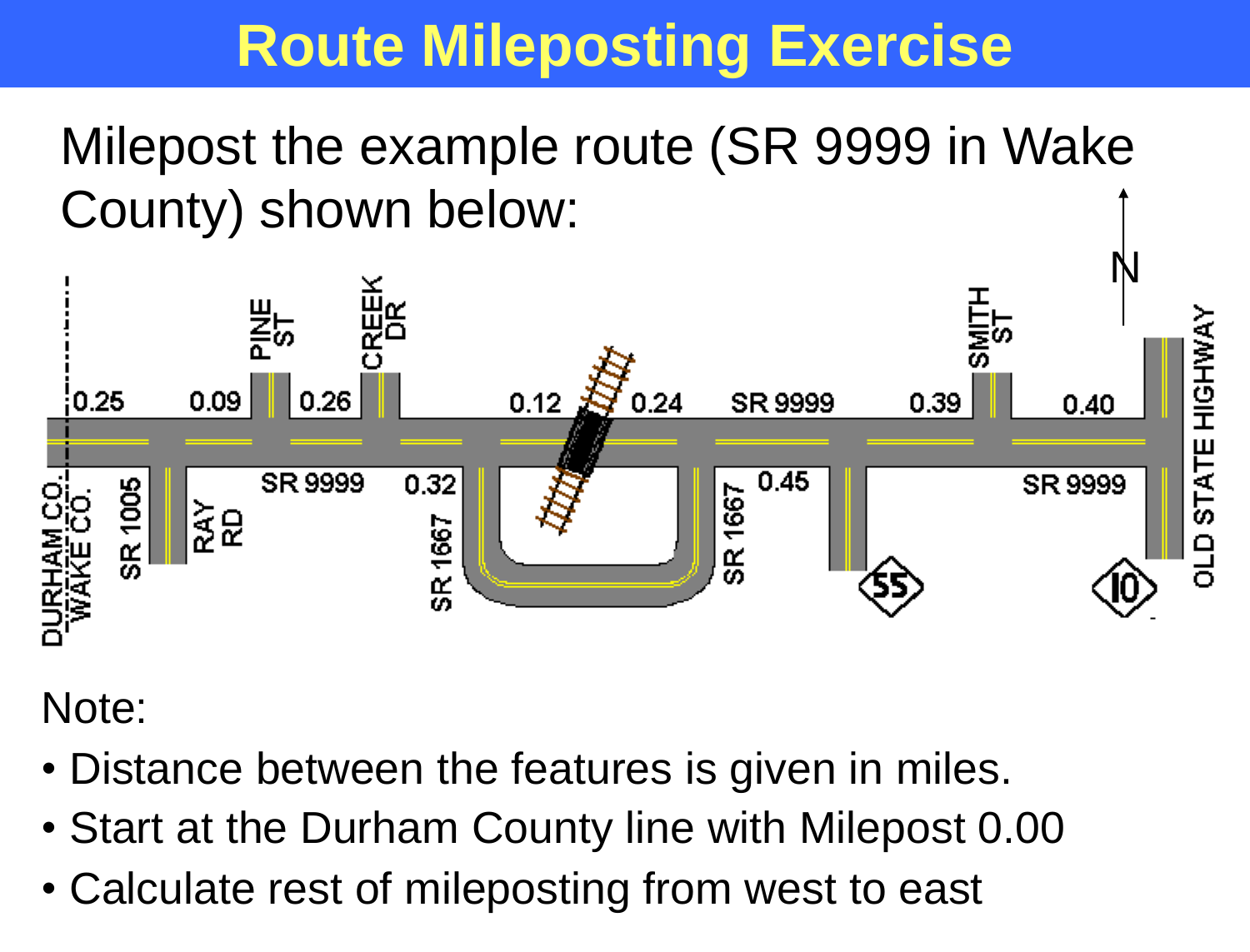# Route Mileposting Exercise

Milepost the example route (SR 9999 in Wake County) shown below:

Note:

- Distance between the features is given in miles.
- Start at the Durham County line with Milepost 0.00
- Calculate rest of mileposting from west to east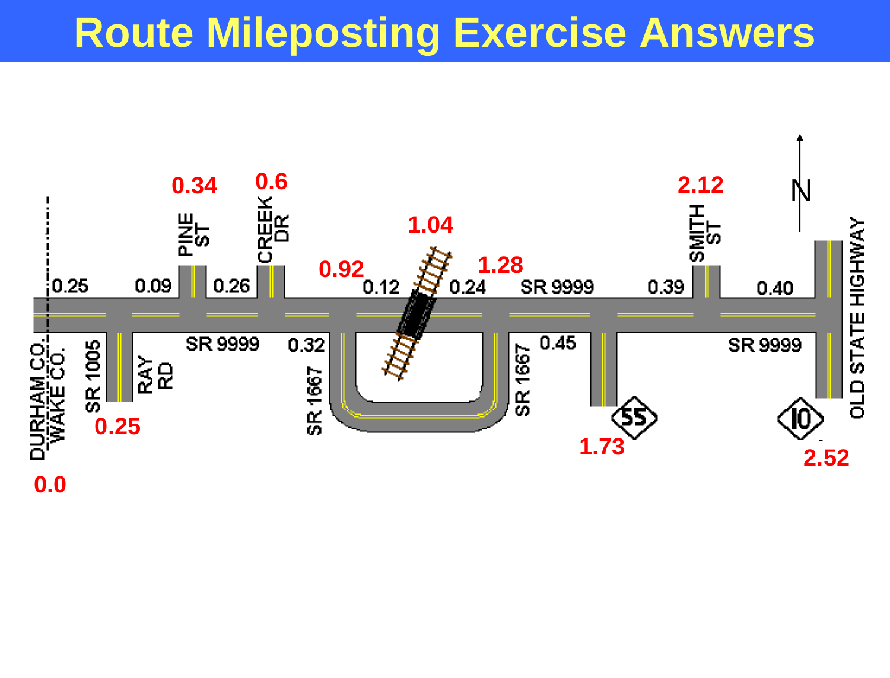# Route Mileposting Exercise Answers

0.0 — DURHAM CO. / WAKE CO.

0.25 — SR 1005 / RAY RD

0.34 — PINE ST

0.6 — CREEK DR

0.92 — SR 1667

1.04 — Railroad crossing

1.28 — SR 1667

1.73 — NC 55

2.12 — SMITH ST

2.52 — OLD STATE HIGHWAY / 10

Segment lengths along SR 9999: 0.25, 0.09, 0.26, 0.32, 0.12, 0.24, 0.45, 0.39, 0.40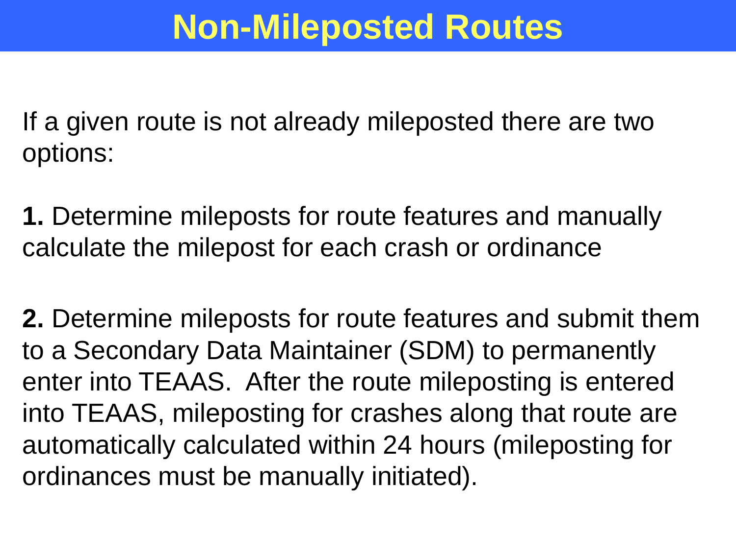# Non-Mileposted Routes

If a given route is not already mileposted there are two options:

**1.** Determine mileposts for route features and manually calculate the milepost for each crash or ordinance

**2.** Determine mileposts for route features and submit them to a Secondary Data Maintainer (SDM) to permanently enter into TEAAS. After the route mileposting is entered into TEAAS, mileposting for crashes along that route are automatically calculated within 24 hours (mileposting for ordinances must be manually initiated).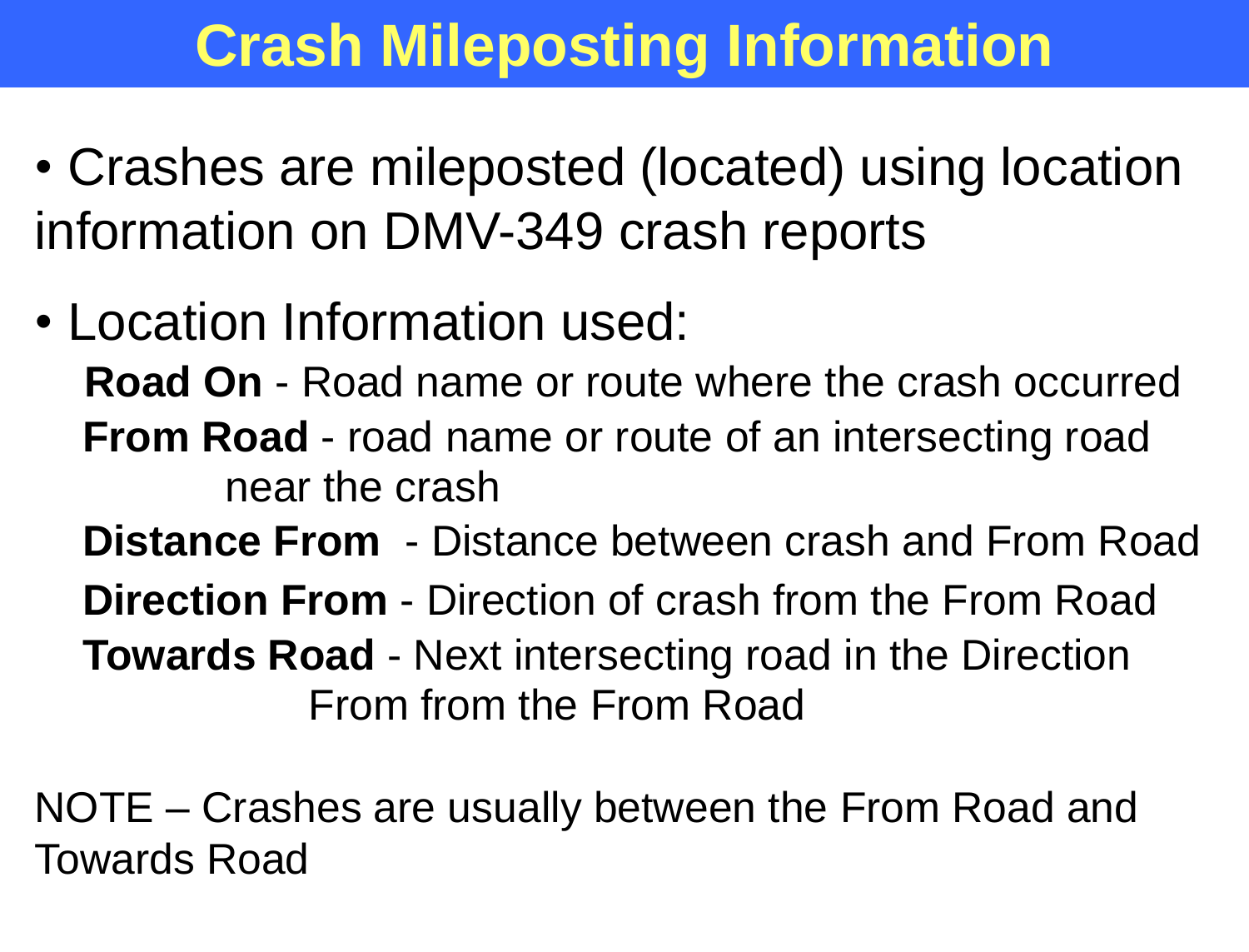# Crash Mileposting Information

- Crashes are mileposted (located) using location information on DMV-349 crash reports
- Location Information used:

  **Road On** - Road name or route where the crash occurred

  **From Road** - road name or route of an intersecting road near the crash

  **Distance From** - Distance between crash and From Road

  **Direction From** - Direction of crash from the From Road

  **Towards Road** - Next intersecting road in the Direction From from the From Road

NOTE – Crashes are usually between the From Road and Towards Road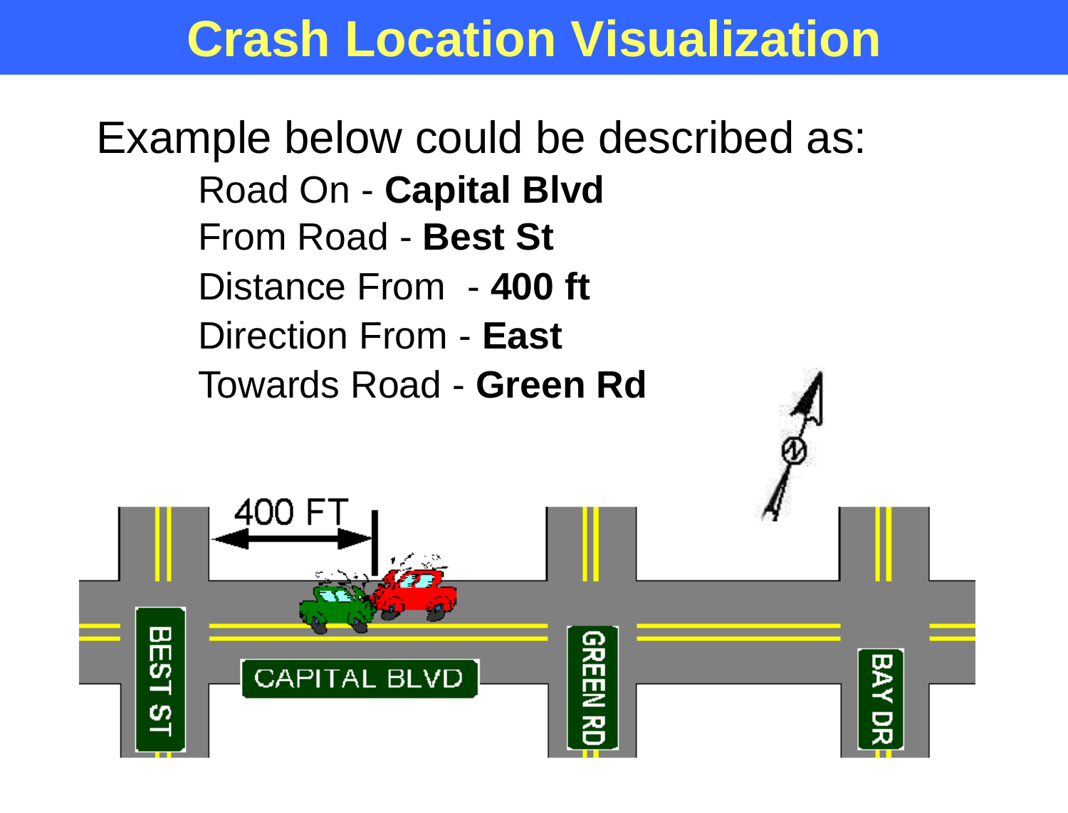# Crash Location Visualization

Example below could be described as:

- Road On - **Capital Blvd**
- From Road - **Best St**
- Distance From - **400 ft**
- Direction From - **East**
- Towards Road - **Green Rd**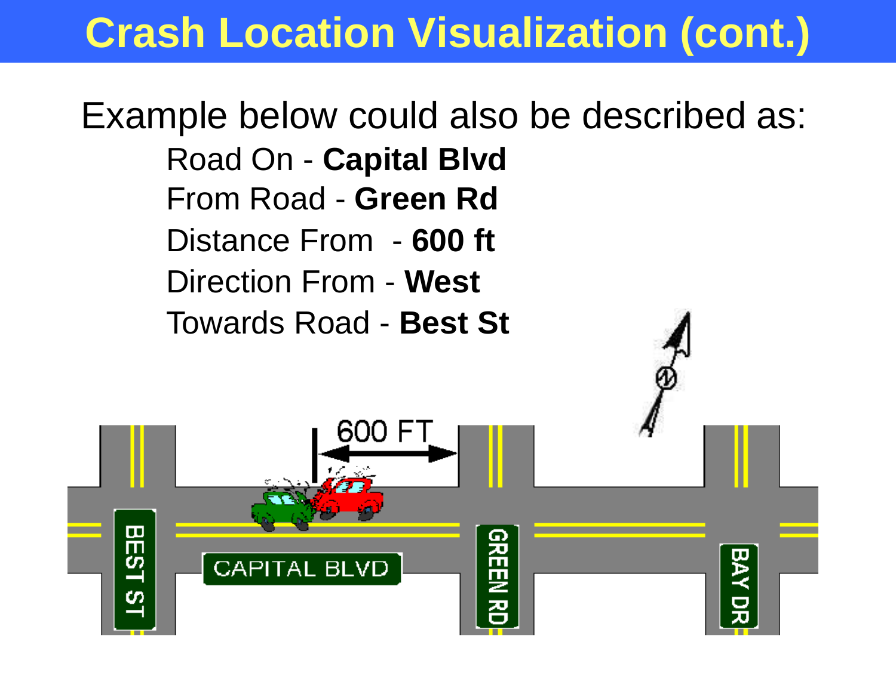# Crash Location Visualization (cont.)

Example below could also be described as:

Road On - **Capital Blvd**

From Road - **Green Rd**

Distance From - **600 ft**

Direction From - **West**

Towards Road - **Best St**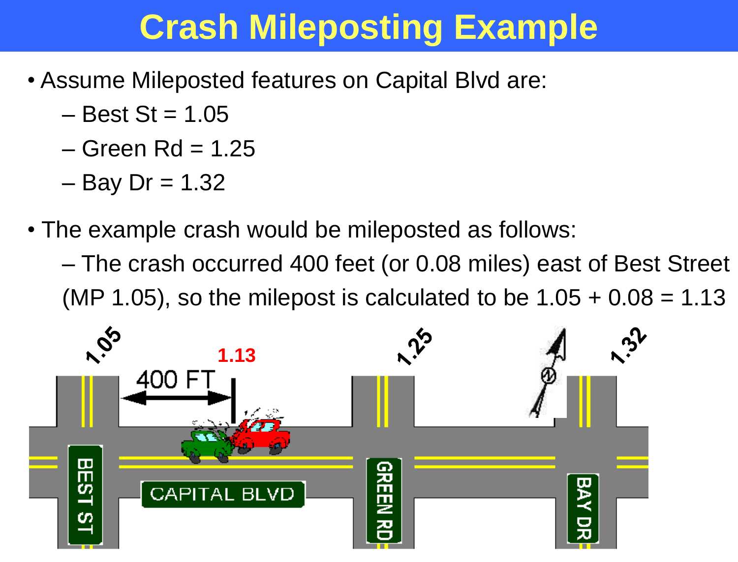# Crash Mileposting Example

- Assume Mileposted features on Capital Blvd are:
  - Best St = 1.05
  - Green Rd = 1.25
  - Bay Dr = 1.32
- The example crash would be mileposted as follows:
  - The crash occurred 400 feet (or 0.08 miles) east of Best Street (MP 1.05), so the milepost is calculated to be 1.05 + 0.08 = 1.13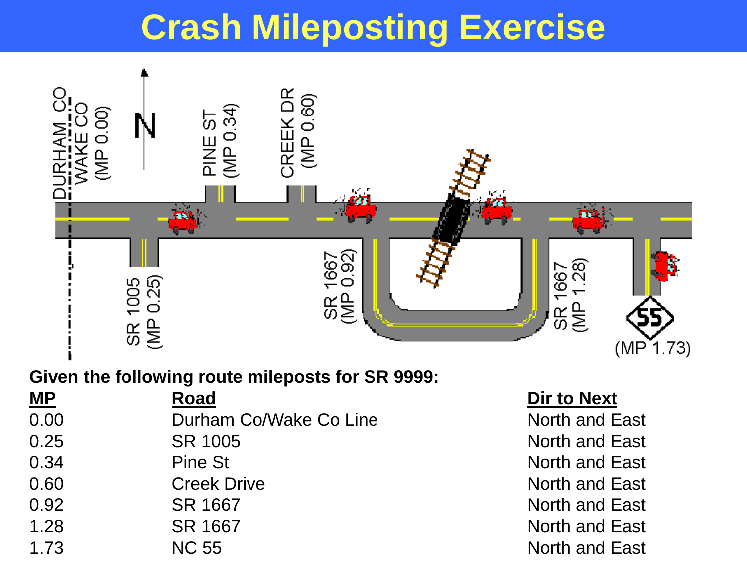# Crash Mileposting Exercise

DURHAM CO
WAKE CO
(MP 0.00)

N

PINE ST
(MP 0.34)

CREEK DR
(MP 0.60)

SR 1005
(MP 0.25)

SR 1667
(MP 0.92)

SR 1667
(MP 1.28)

55
(MP 1.73)

**Given the following route mileposts for SR 9999:**

| MP | Road | Dir to Next |
| --- | --- | --- |
| 0.00 | Durham Co/Wake Co Line | North and East |
| 0.25 | SR 1005 | North and East |
| 0.34 | Pine St | North and East |
| 0.60 | Creek Drive | North and East |
| 0.92 | SR 1667 | North and East |
| 1.28 | SR 1667 | North and East |
| 1.73 | NC 55 | North and East |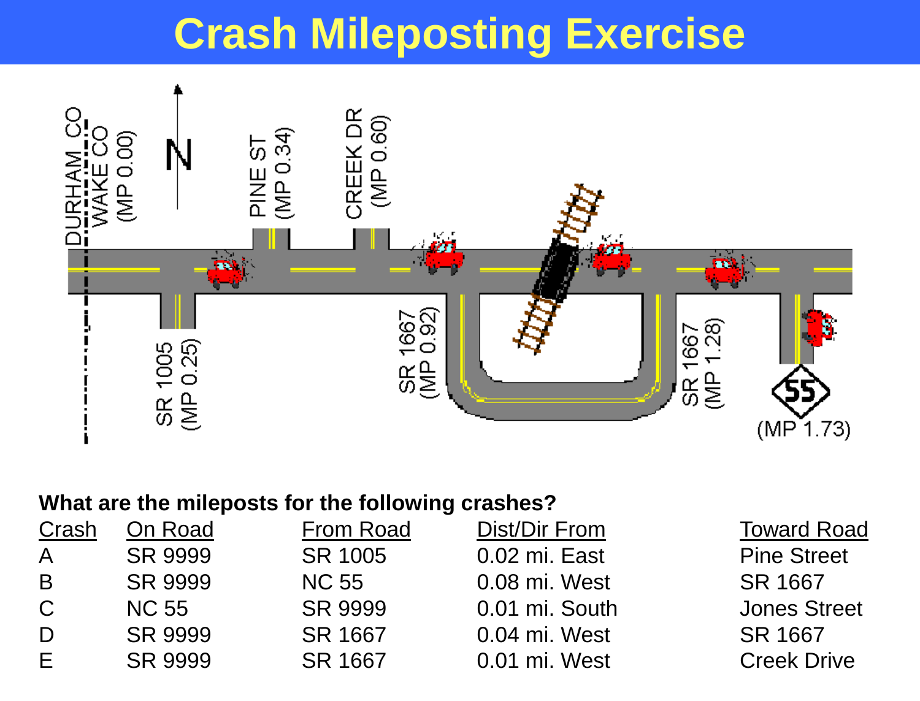# Crash Mileposting Exercise

DURHAM CO | WAKE CO (MP 0.00)

N

PINE ST (MP 0.34)

CREEK DR (MP 0.60)

SR 1005 (MP 0.25)

SR 1667 (MP 0.92)

SR 1667 (MP 1.28)

55 (MP 1.73)

**What are the mileposts for the following crashes?**

| Crash | On Road | From Road | Dist/Dir From | Toward Road |
|---|---|---|---|---|
| A | SR 9999 | SR 1005 | 0.02 mi. East | Pine Street |
| B | SR 9999 | NC 55 | 0.08 mi. West | SR 1667 |
| C | NC 55 | SR 9999 | 0.01 mi. South | Jones Street |
| D | SR 9999 | SR 1667 | 0.04 mi. West | SR 1667 |
| E | SR 9999 | SR 1667 | 0.01 mi. West | Creek Drive |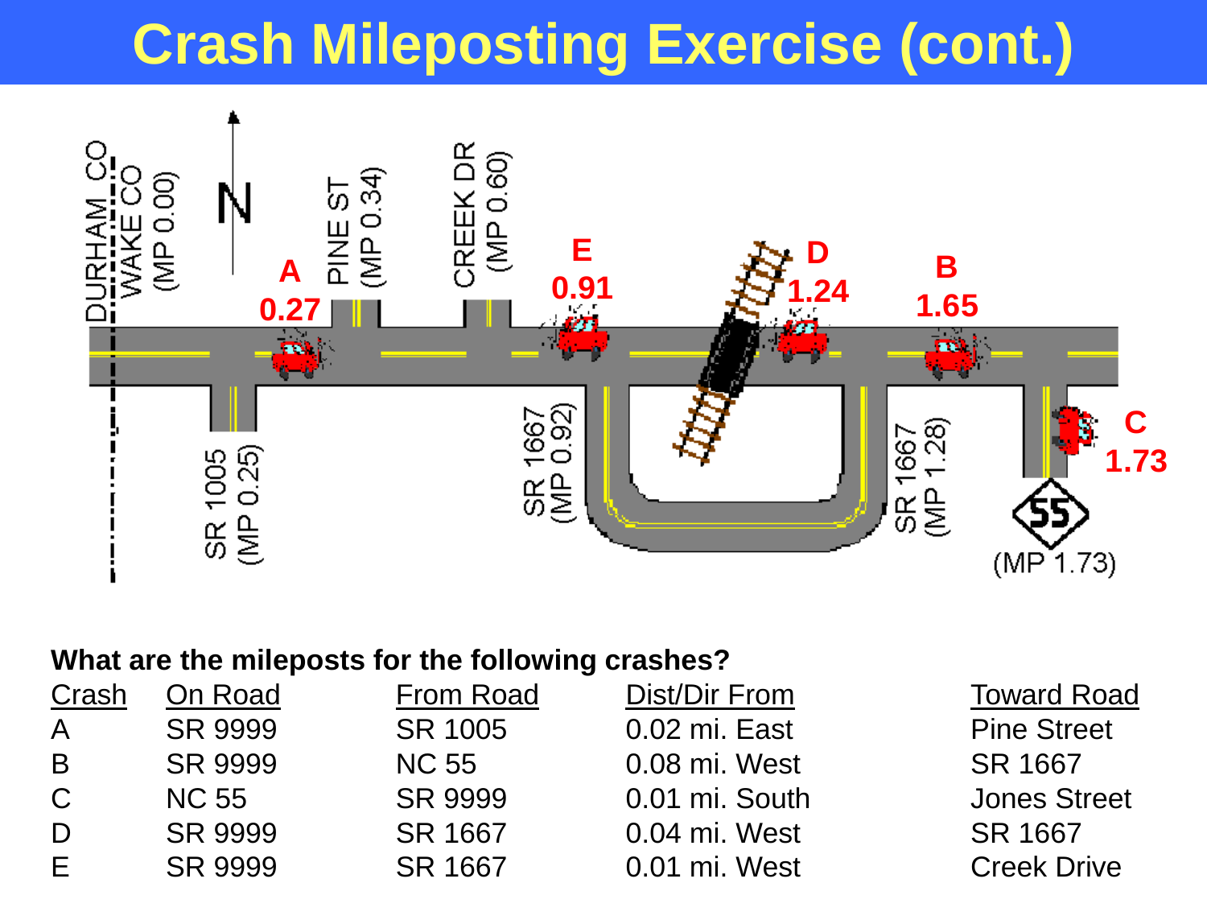# Crash Mileposting Exercise (cont.)

**What are the mileposts for the following crashes?**

| Crash | On Road | From Road | Dist/Dir From | Toward Road |
|---|---|---|---|---|
| A | SR 9999 | SR 1005 | 0.02 mi. East | Pine Street |
| B | SR 9999 | NC 55 | 0.08 mi. West | SR 1667 |
| C | NC 55 | SR 9999 | 0.01 mi. South | Jones Street |
| D | SR 9999 | SR 1667 | 0.04 mi. West | SR 1667 |
| E | SR 9999 | SR 1667 | 0.01 mi. West | Creek Drive |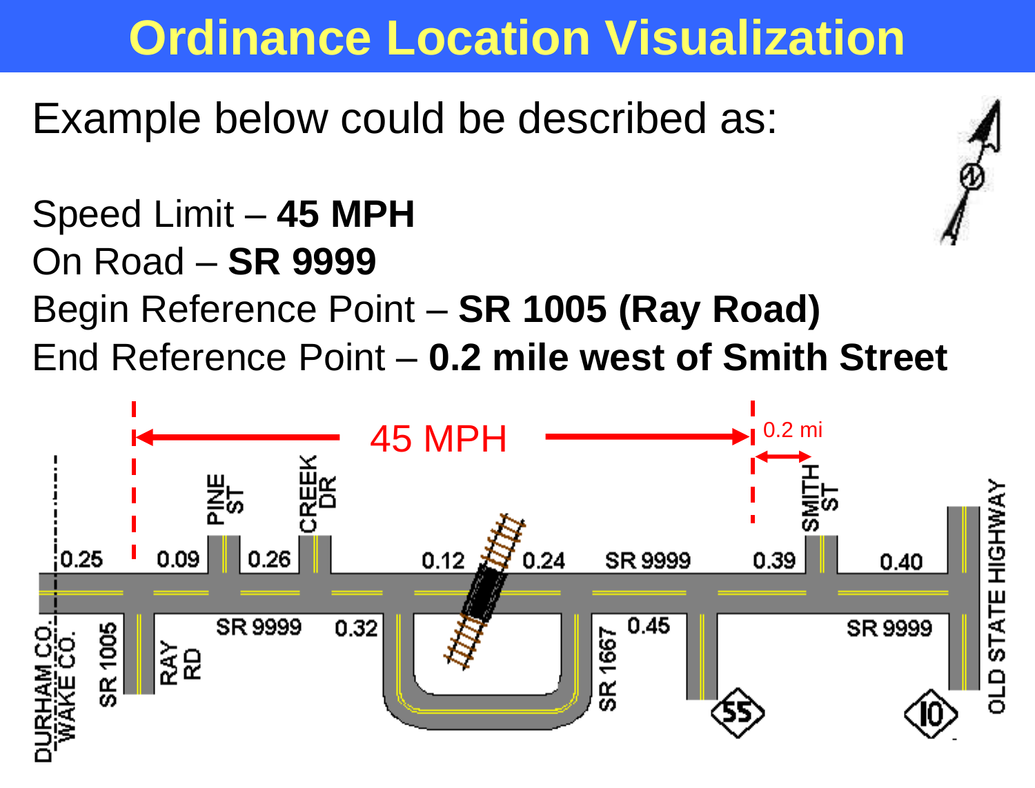# Ordinance Location Visualization

Example below could be described as:

Speed Limit – **45 MPH**
On Road – **SR 9999**
Begin Reference Point – **SR 1005 (Ray Road)**
End Reference Point – **0.2 mile west of Smith Street**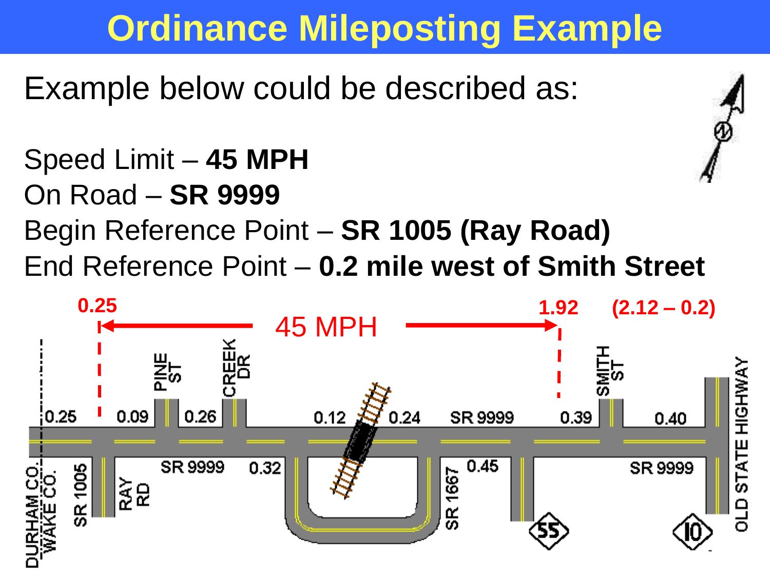# Ordinance Mileposting Example

Example below could be described as:

Speed Limit – **45 MPH**
On Road – **SR 9999**
Begin Reference Point – **SR 1005 (Ray Road)**
End Reference Point – **0.2 mile west of Smith Street**

0.25 — 45 MPH — 1.92 (2.12 – 0.2)

DURHAM CO. / WAKE CO. | 0.25 | SR 1005 RAY RD | 0.09 | PINE ST | 0.26 | CREEK DR | SR 9999 | 0.32 | 0.12 | 0.24 | SR 9999 | SR 1667 | 0.45 | 55 | 0.39 | SMITH ST | 0.40 | SR 9999 | 10 | OLD STATE HIGHWAY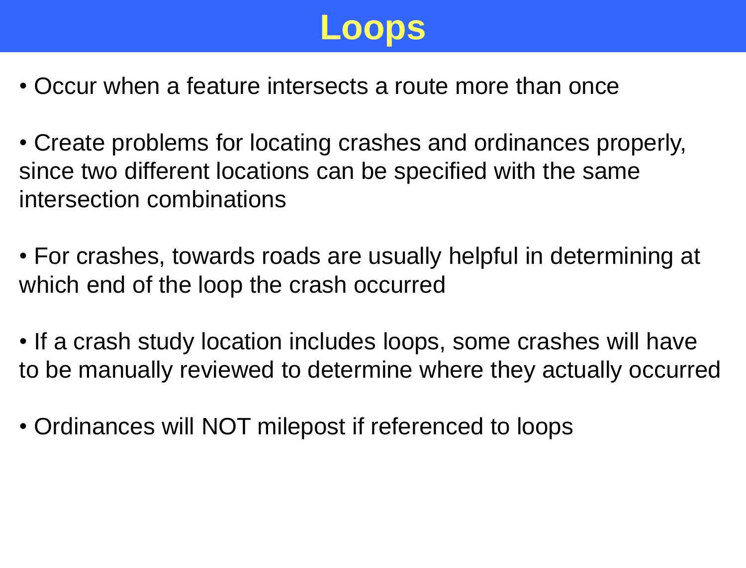# Loops

- Occur when a feature intersects a route more than once
- Create problems for locating crashes and ordinances properly, since two different locations can be specified with the same intersection combinations
- For crashes, towards roads are usually helpful in determining at which end of the loop the crash occurred
- If a crash study location includes loops, some crashes will have to be manually reviewed to determine where they actually occurred
- Ordinances will NOT milepost if referenced to loops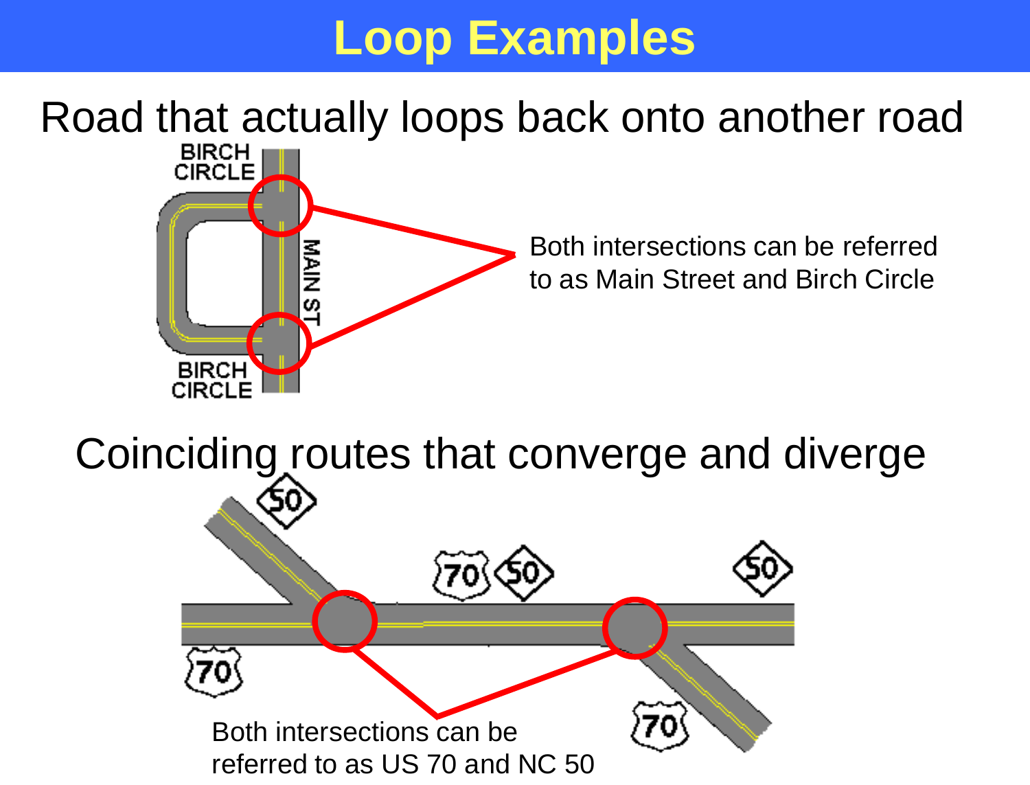# Loop Examples

Road that actually loops back onto another road

BIRCH CIRCLE

MAIN ST

BIRCH CIRCLE

Both intersections can be referred to as Main Street and Birch Circle

Coinciding routes that converge and diverge

50

70 50

50

70

70

Both intersections can be referred to as US 70 and NC 50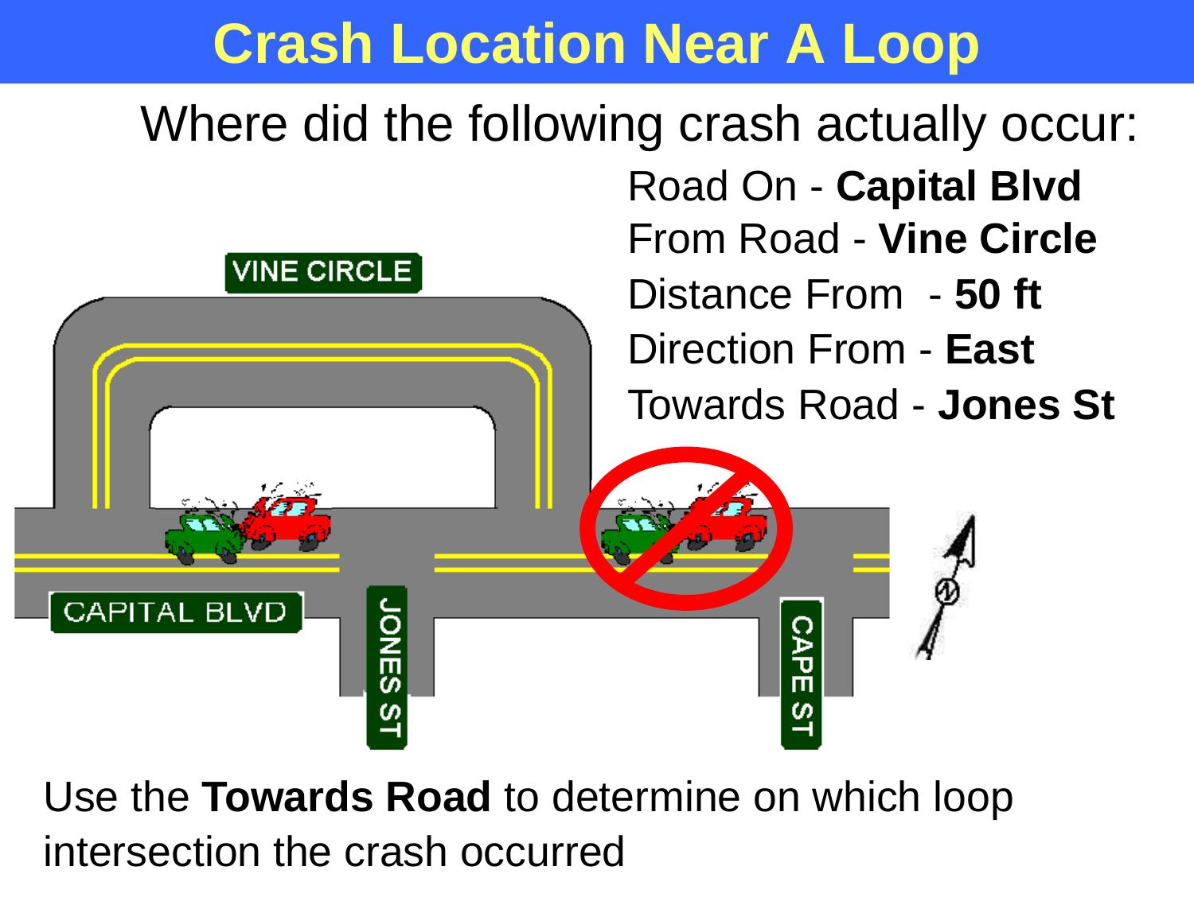# Crash Location Near A Loop

Where did the following crash actually occur:

Road On - **Capital Blvd**

From Road - **Vine Circle**

Distance From - **50 ft**

Direction From - **East**

Towards Road - **Jones St**

VINE CIRCLE

CAPITAL BLVD

JONES ST

CAPE ST

N

Use the **Towards Road** to determine on which loop intersection the crash occurred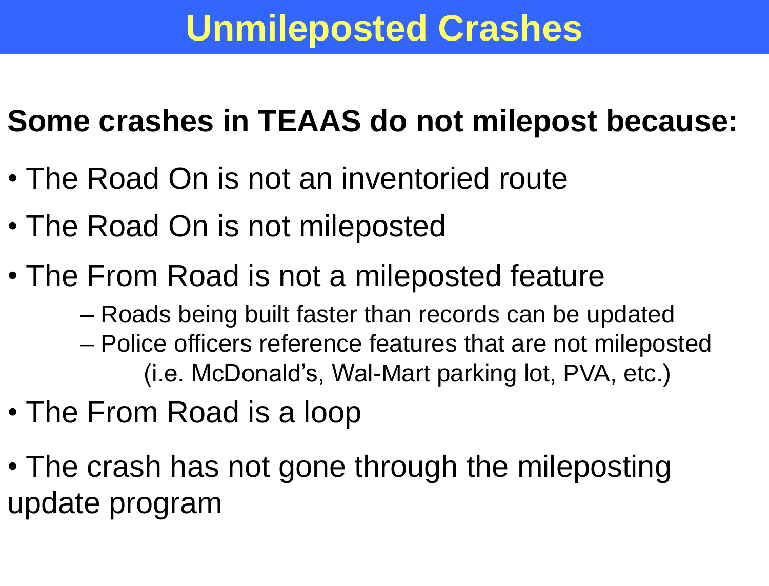# Unmileposted Crashes

**Some crashes in TEAAS do not milepost because:**

- The Road On is not an inventoried route
- The Road On is not mileposted
- The From Road is not a mileposted feature
  - Roads being built faster than records can be updated
  - Police officers reference features that are not mileposted (i.e. McDonald's, Wal-Mart parking lot, PVA, etc.)
- The From Road is a loop
- The crash has not gone through the mileposting update program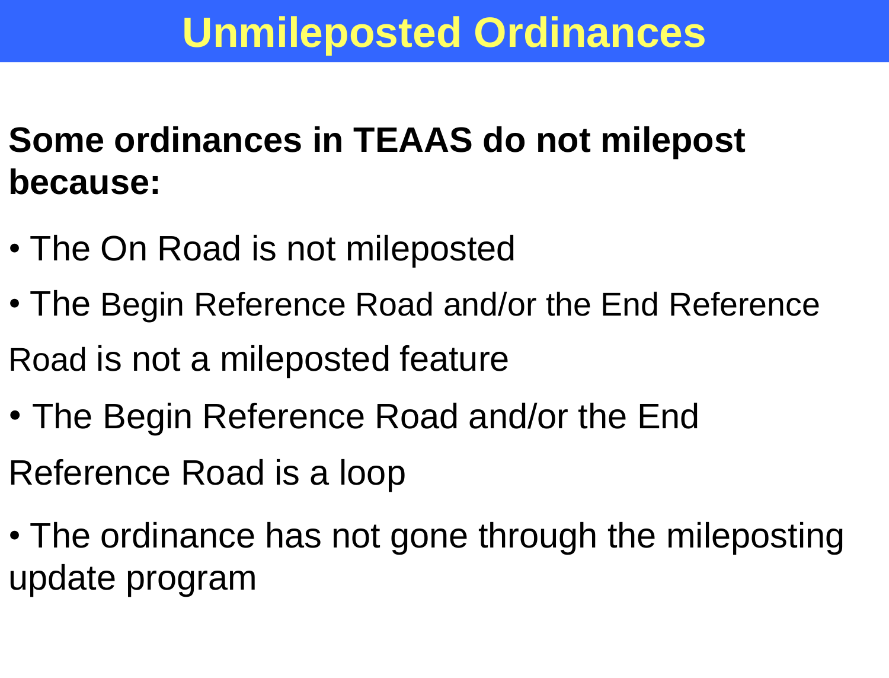# Unmileposted Ordinances

**Some ordinances in TEAAS do not milepost because:**

- The On Road is not mileposted
- The Begin Reference Road and/or the End Reference Road is not a mileposted feature
- The Begin Reference Road and/or the End Reference Road is a loop
- The ordinance has not gone through the mileposting update program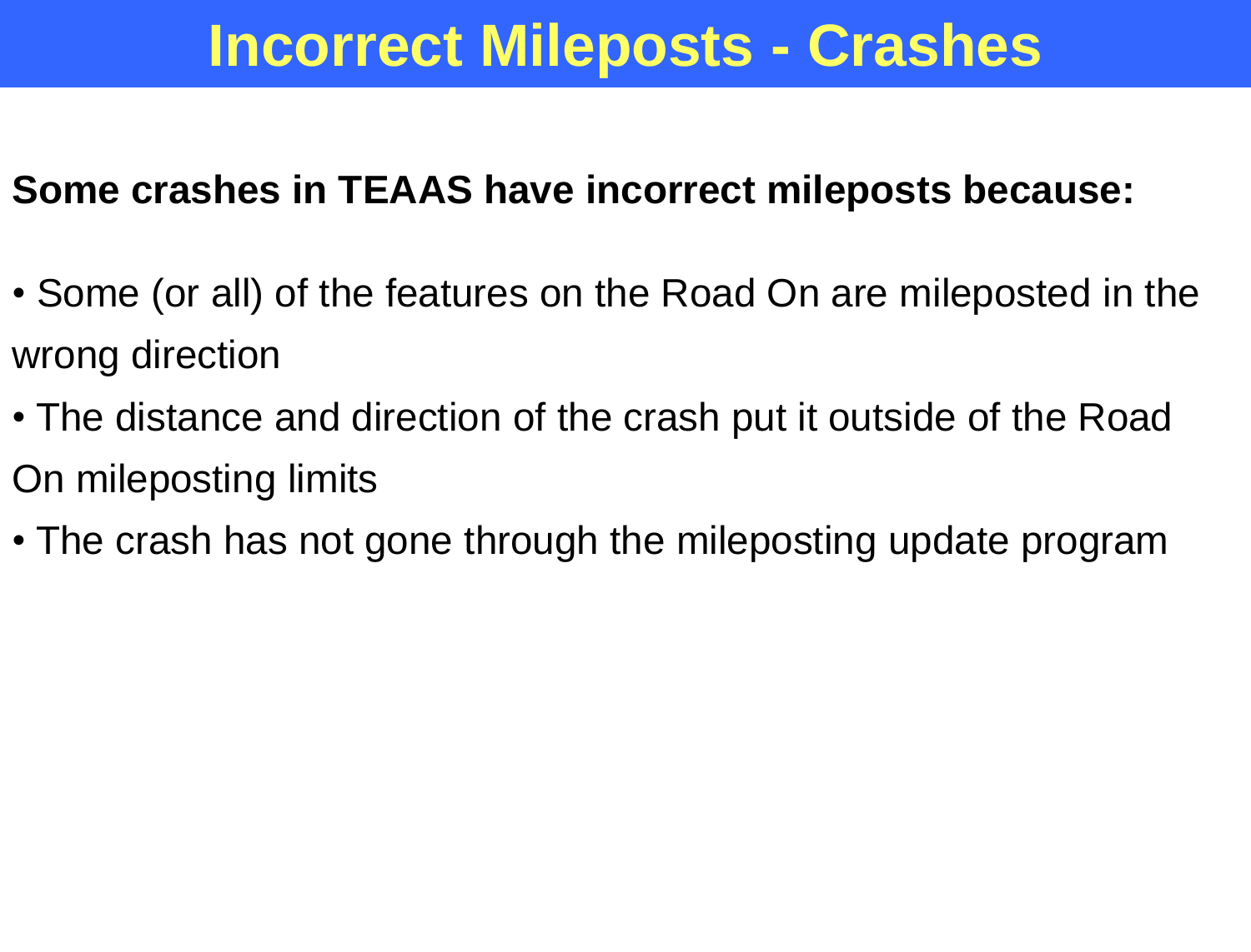# Incorrect Mileposts - Crashes

**Some crashes in TEAAS have incorrect mileposts because:**

- Some (or all) of the features on the Road On are mileposted in the wrong direction
- The distance and direction of the crash put it outside of the Road On mileposting limits
- The crash has not gone through the mileposting update program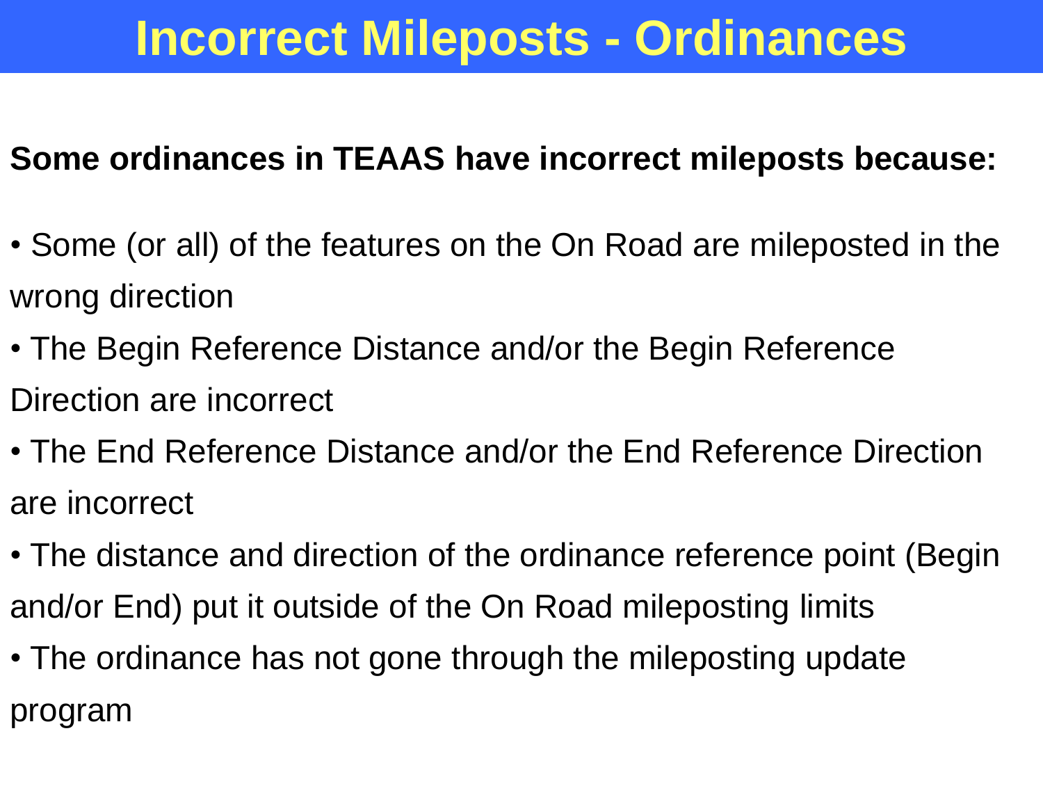# Incorrect Mileposts - Ordinances

**Some ordinances in TEAAS have incorrect mileposts because:**

- Some (or all) of the features on the On Road are mileposted in the wrong direction
- The Begin Reference Distance and/or the Begin Reference Direction are incorrect
- The End Reference Distance and/or the End Reference Direction are incorrect
- The distance and direction of the ordinance reference point (Begin and/or End) put it outside of the On Road mileposting limits
- The ordinance has not gone through the mileposting update program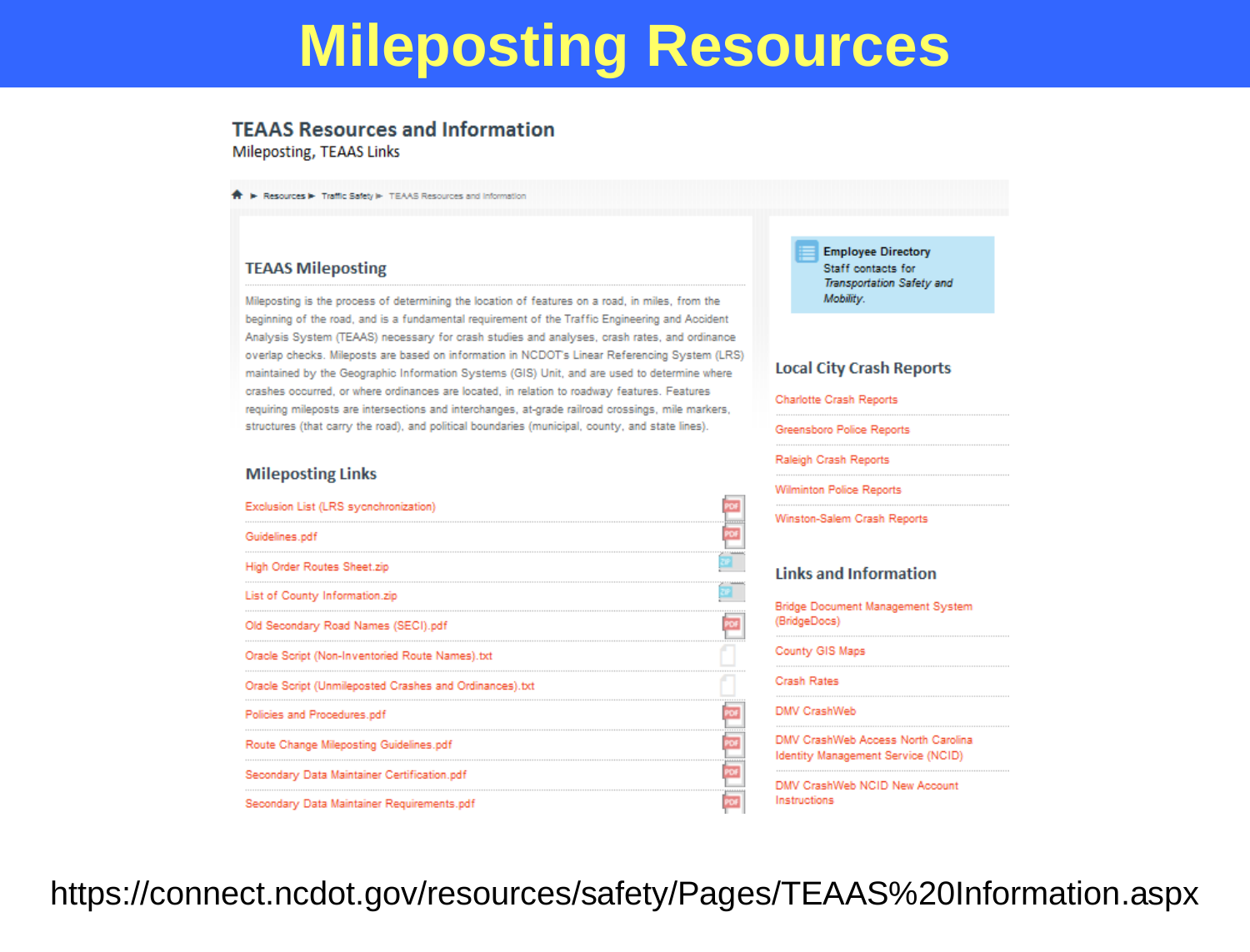# Mileposting Resources

## TEAAS Resources and Information

Mileposting, TEAAS Links

Resources ► Traffic Safety ► TEAAS Resources and Information

### TEAAS Mileposting

Mileposting is the process of determining the location of features on a road, in miles, from the beginning of the road, and is a fundamental requirement of the Traffic Engineering and Accident Analysis System (TEAAS) necessary for crash studies and analyses, crash rates, and ordinance overlap checks. Mileposts are based on information in NCDOT's Linear Referencing System (LRS) maintained by the Geographic Information Systems (GIS) Unit, and are used to determine where crashes occurred, or where ordinances are located, in relation to roadway features. Features requiring mileposts are intersections and interchanges, at-grade railroad crossings, mile markers, structures (that carry the road), and political boundaries (municipal, county, and state lines).

### Mileposting Links

- Exclusion List (LRS sycnchronization)
- Guidelines.pdf
- High Order Routes Sheet.zip
- List of County Information.zip
- Old Secondary Road Names (SECI).pdf
- Oracle Script (Non-Inventoried Route Names).txt
- Oracle Script (Unmileposted Crashes and Ordinances).txt
- Policies and Procedures.pdf
- Route Change Mileposting Guidelines.pdf
- Secondary Data Maintainer Certification.pdf
- Secondary Data Maintainer Requirements.pdf

**Employee Directory**
Staff contacts for *Transportation Safety and Mobility.*

### Local City Crash Reports

- Charlotte Crash Reports
- Greensboro Police Reports
- Raleigh Crash Reports
- Wilminton Police Reports
- Winston-Salem Crash Reports

### Links and Information

- Bridge Document Management System (BridgeDocs)
- County GIS Maps
- Crash Rates
- DMV CrashWeb
- DMV CrashWeb Access North Carolina Identity Management Service (NCID)
- DMV CrashWeb NCID New Account Instructions

https://connect.ncdot.gov/resources/safety/Pages/TEAAS%20Information.aspx